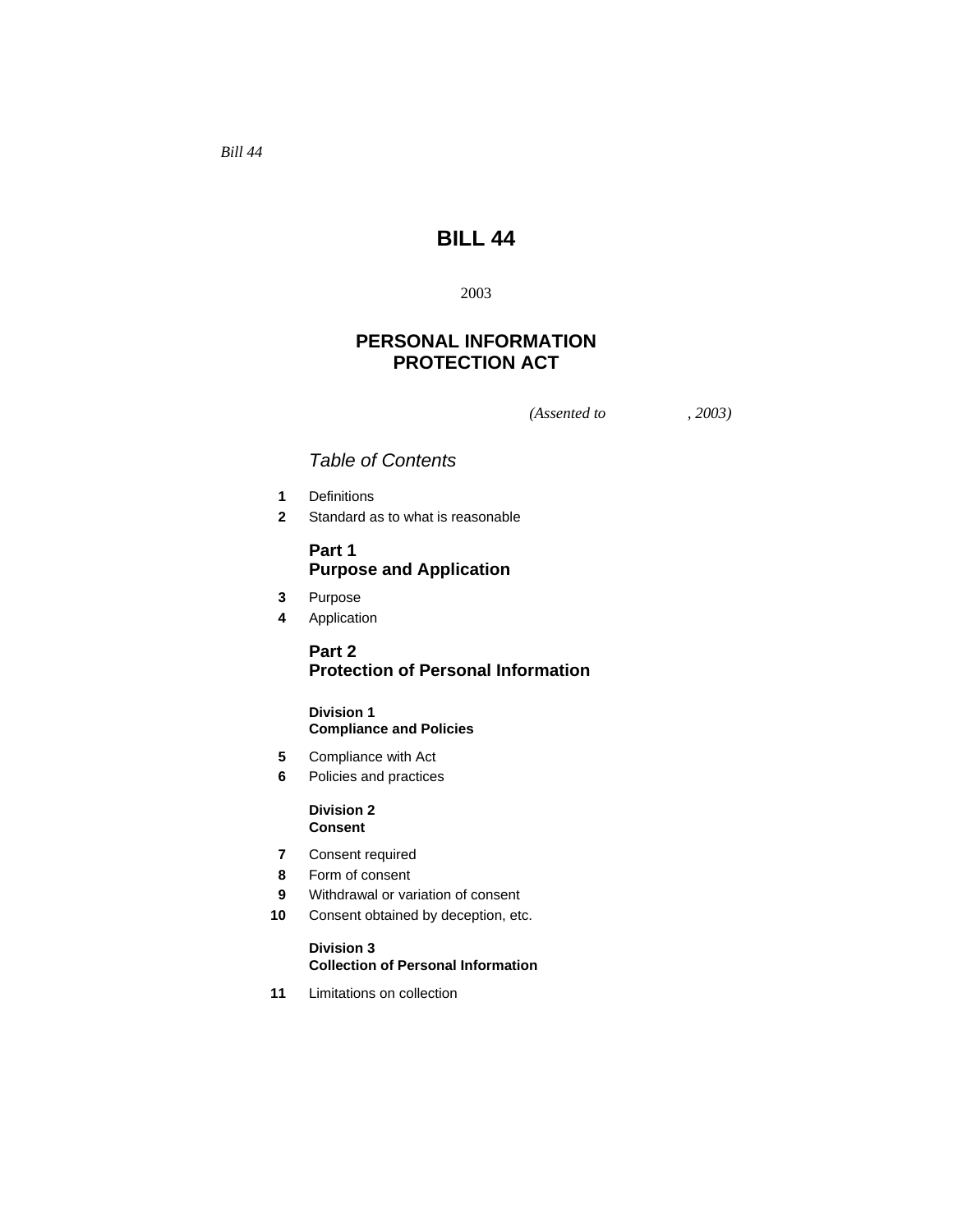*Bill 44*

# BILL 44

2003

## PERSONAL INFORMATION PROTECTION ACT

*(Assented to , 2003)*

### *Table of Contents*

**1** Definitions
**2** Standard as to what is reasonable

### Part 1
### Purpose and Application

**3** Purpose
**4** Application

### Part 2
### Protection of Personal Information

#### Division 1
#### Compliance and Policies

**5** Compliance with Act
**6** Policies and practices

#### Division 2
#### Consent

**7** Consent required
**8** Form of consent
**9** Withdrawal or variation of consent
**10** Consent obtained by deception, etc.

#### Division 3
#### Collection of Personal Information

**11** Limitations on collection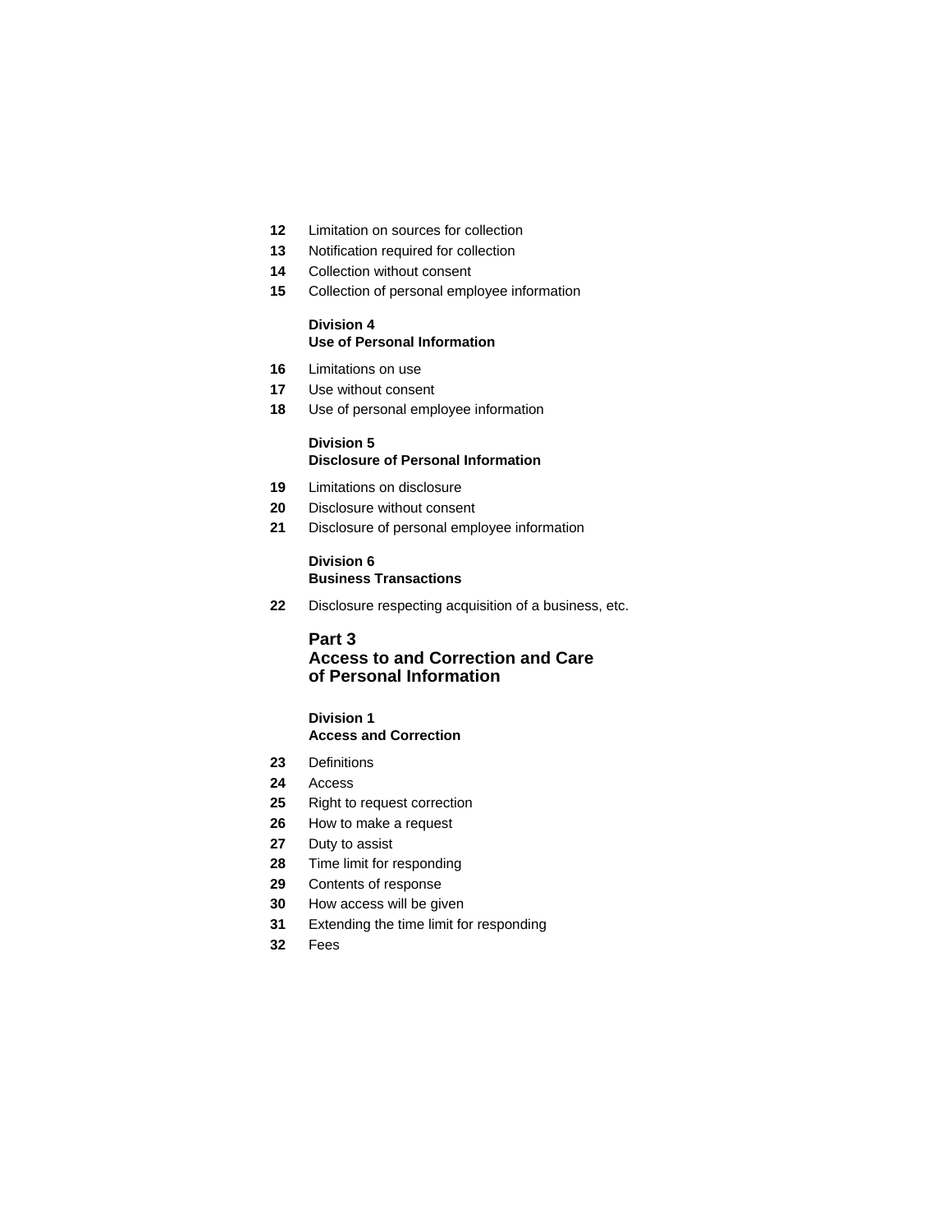**12** Limitation on sources for collection

**13** Notification required for collection

**14** Collection without consent

**15** Collection of personal employee information

### Division 4
### Use of Personal Information

**16** Limitations on use

**17** Use without consent

**18** Use of personal employee information

### Division 5
### Disclosure of Personal Information

**19** Limitations on disclosure

**20** Disclosure without consent

**21** Disclosure of personal employee information

### Division 6
### Business Transactions

**22** Disclosure respecting acquisition of a business, etc.

## Part 3
## Access to and Correction and Care of Personal Information

### Division 1
### Access and Correction

**23** Definitions

**24** Access

**25** Right to request correction

**26** How to make a request

**27** Duty to assist

**28** Time limit for responding

**29** Contents of response

**30** How access will be given

**31** Extending the time limit for responding

**32** Fees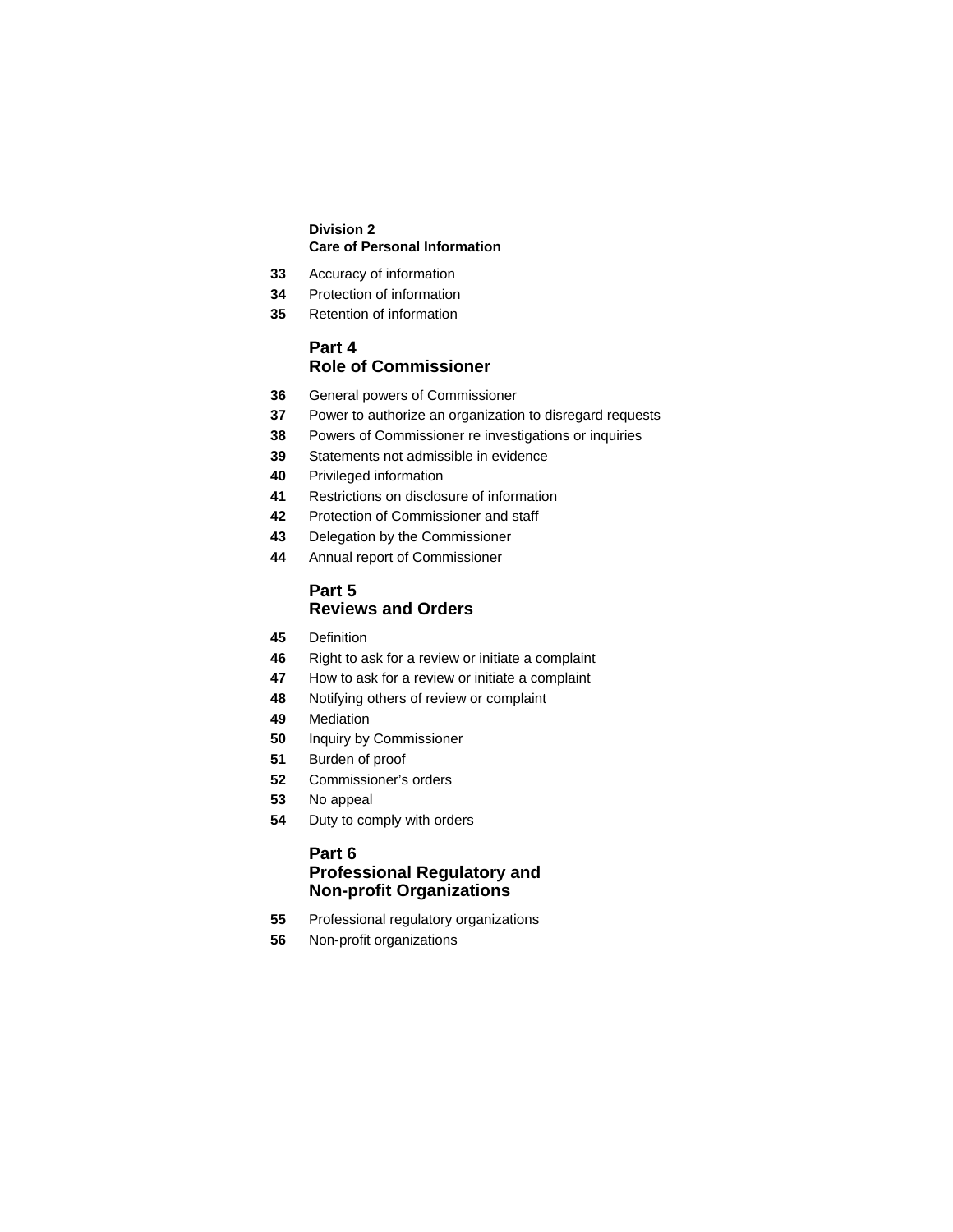### Division 2
### Care of Personal Information

**33** Accuracy of information

**34** Protection of information

**35** Retention of information

## Part 4
## Role of Commissioner

**36** General powers of Commissioner

**37** Power to authorize an organization to disregard requests

**38** Powers of Commissioner re investigations or inquiries

**39** Statements not admissible in evidence

**40** Privileged information

**41** Restrictions on disclosure of information

**42** Protection of Commissioner and staff

**43** Delegation by the Commissioner

**44** Annual report of Commissioner

## Part 5
## Reviews and Orders

**45** Definition

**46** Right to ask for a review or initiate a complaint

**47** How to ask for a review or initiate a complaint

**48** Notifying others of review or complaint

**49** Mediation

**50** Inquiry by Commissioner

**51** Burden of proof

**52** Commissioner's orders

**53** No appeal

**54** Duty to comply with orders

## Part 6
## Professional Regulatory and Non-profit Organizations

**55** Professional regulatory organizations

**56** Non-profit organizations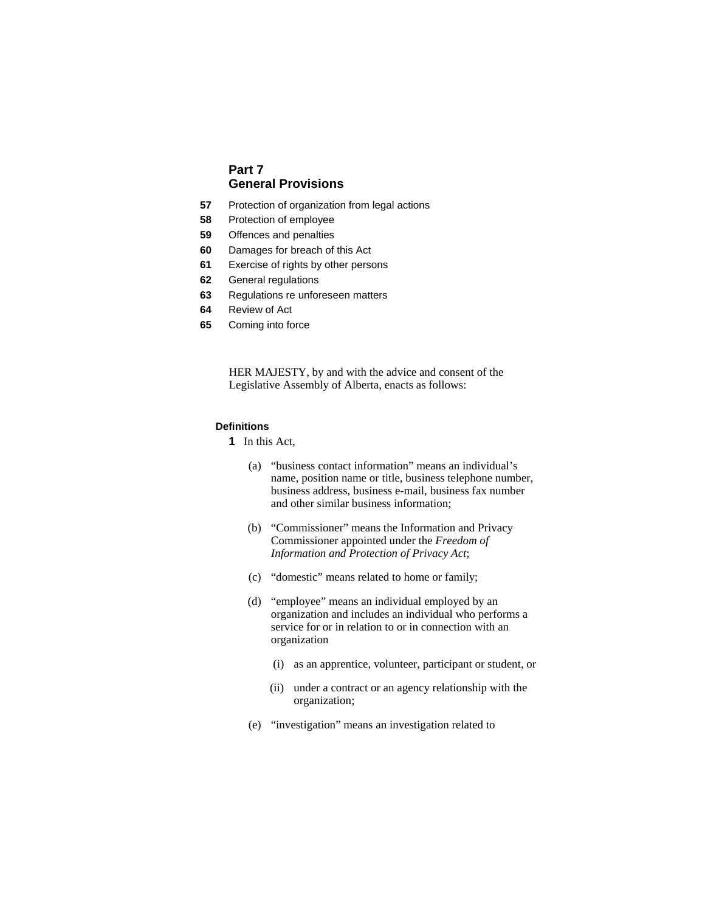## Part 7
## General Provisions

**57** Protection of organization from legal actions
**58** Protection of employee
**59** Offences and penalties
**60** Damages for breach of this Act
**61** Exercise of rights by other persons
**62** General regulations
**63** Regulations re unforeseen matters
**64** Review of Act
**65** Coming into force

HER MAJESTY, by and with the advice and consent of the Legislative Assembly of Alberta, enacts as follows:

**Definitions**

**1** In this Act,

(a) "business contact information" means an individual's name, position name or title, business telephone number, business address, business e-mail, business fax number and other similar business information;

(b) "Commissioner" means the Information and Privacy Commissioner appointed under the *Freedom of Information and Protection of Privacy Act*;

(c) "domestic" means related to home or family;

(d) "employee" means an individual employed by an organization and includes an individual who performs a service for or in relation to or in connection with an organization

(i) as an apprentice, volunteer, participant or student, or

(ii) under a contract or an agency relationship with the organization;

(e) "investigation" means an investigation related to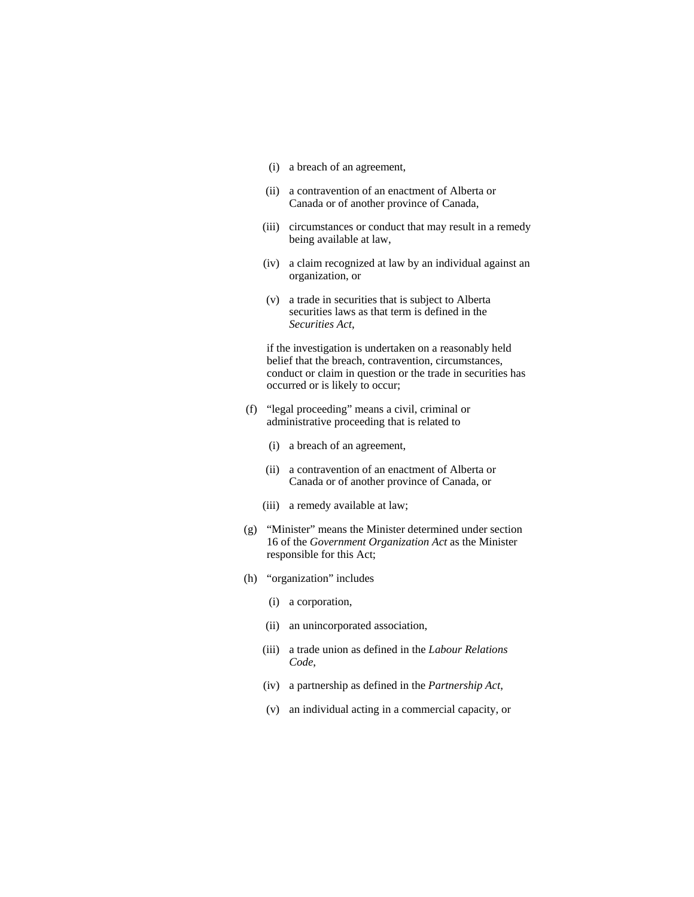(i) a breach of an agreement,

(ii) a contravention of an enactment of Alberta or Canada or of another province of Canada,

(iii) circumstances or conduct that may result in a remedy being available at law,

(iv) a claim recognized at law by an individual against an organization, or

(v) a trade in securities that is subject to Alberta securities laws as that term is defined in the *Securities Act*,

if the investigation is undertaken on a reasonably held belief that the breach, contravention, circumstances, conduct or claim in question or the trade in securities has occurred or is likely to occur;

(f) "legal proceeding" means a civil, criminal or administrative proceeding that is related to

(i) a breach of an agreement,

(ii) a contravention of an enactment of Alberta or Canada or of another province of Canada, or

(iii) a remedy available at law;

(g) "Minister" means the Minister determined under section 16 of the *Government Organization Act* as the Minister responsible for this Act;

(h) "organization" includes

(i) a corporation,

(ii) an unincorporated association,

(iii) a trade union as defined in the *Labour Relations Code*,

(iv) a partnership as defined in the *Partnership Act*,

(v) an individual acting in a commercial capacity, or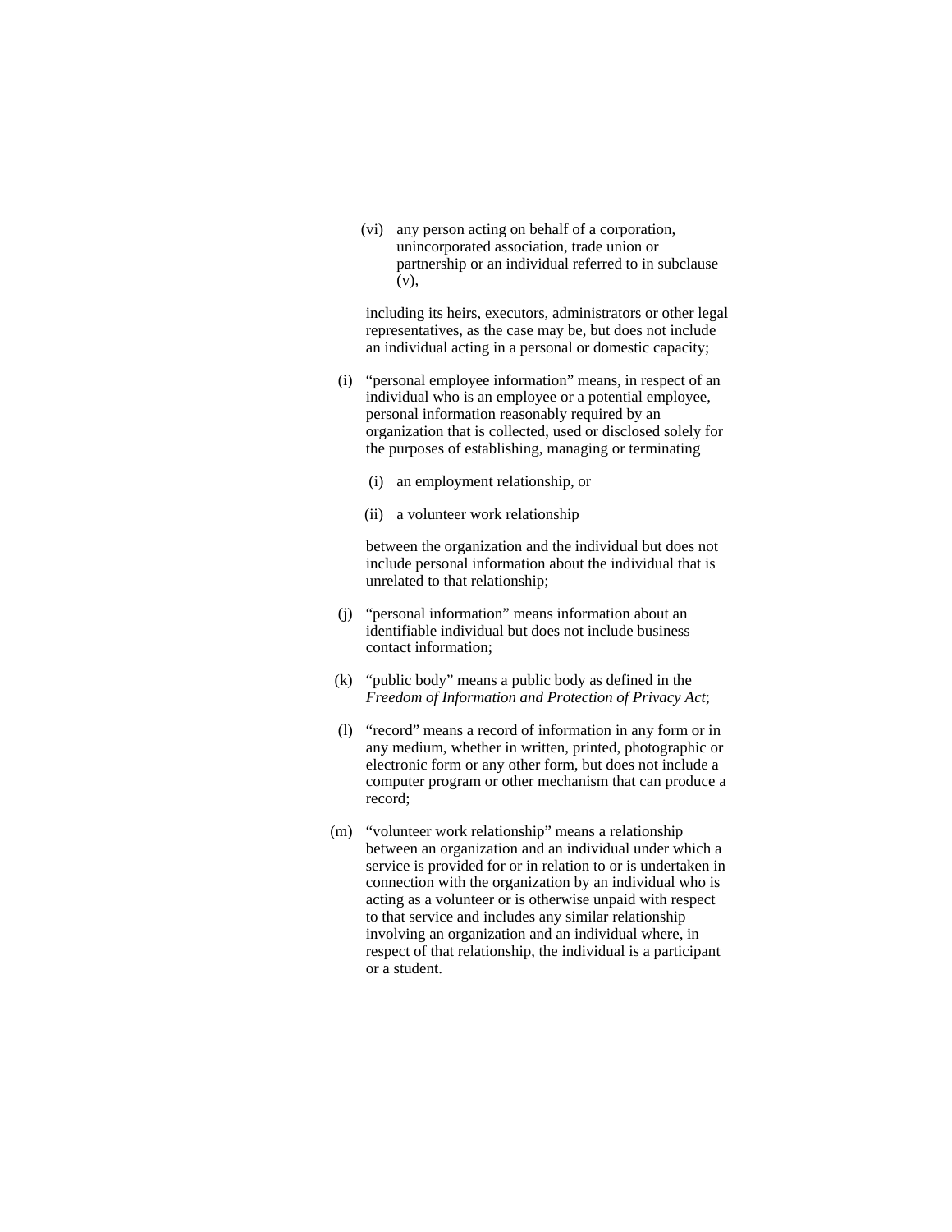(vi) any person acting on behalf of a corporation, unincorporated association, trade union or partnership or an individual referred to in subclause (v),

including its heirs, executors, administrators or other legal representatives, as the case may be, but does not include an individual acting in a personal or domestic capacity;

(i) "personal employee information" means, in respect of an individual who is an employee or a potential employee, personal information reasonably required by an organization that is collected, used or disclosed solely for the purposes of establishing, managing or terminating

(i) an employment relationship, or

(ii) a volunteer work relationship

between the organization and the individual but does not include personal information about the individual that is unrelated to that relationship;

(j) "personal information" means information about an identifiable individual but does not include business contact information;

(k) "public body" means a public body as defined in the *Freedom of Information and Protection of Privacy Act*;

(l) "record" means a record of information in any form or in any medium, whether in written, printed, photographic or electronic form or any other form, but does not include a computer program or other mechanism that can produce a record;

(m) "volunteer work relationship" means a relationship between an organization and an individual under which a service is provided for or in relation to or is undertaken in connection with the organization by an individual who is acting as a volunteer or is otherwise unpaid with respect to that service and includes any similar relationship involving an organization and an individual where, in respect of that relationship, the individual is a participant or a student.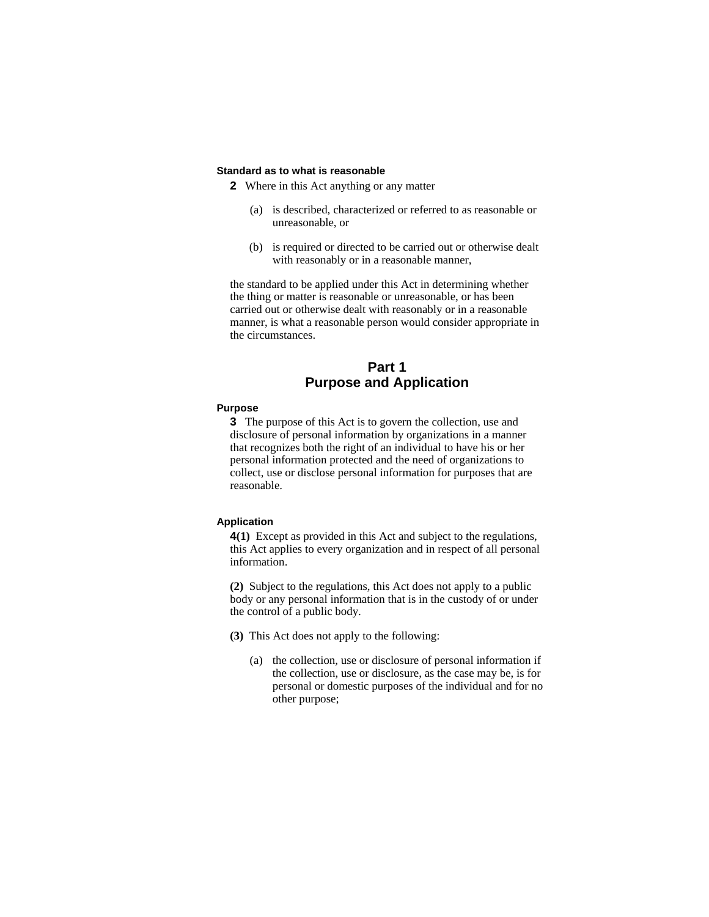**Standard as to what is reasonable**

**2** Where in this Act anything or any matter

(a) is described, characterized or referred to as reasonable or unreasonable, or

(b) is required or directed to be carried out or otherwise dealt with reasonably or in a reasonable manner,

the standard to be applied under this Act in determining whether the thing or matter is reasonable or unreasonable, or has been carried out or otherwise dealt with reasonably or in a reasonable manner, is what a reasonable person would consider appropriate in the circumstances.

## Part 1
## Purpose and Application

**Purpose**

**3** The purpose of this Act is to govern the collection, use and disclosure of personal information by organizations in a manner that recognizes both the right of an individual to have his or her personal information protected and the need of organizations to collect, use or disclose personal information for purposes that are reasonable.

**Application**

**4(1)** Except as provided in this Act and subject to the regulations, this Act applies to every organization and in respect of all personal information.

**(2)** Subject to the regulations, this Act does not apply to a public body or any personal information that is in the custody of or under the control of a public body.

**(3)** This Act does not apply to the following:

(a) the collection, use or disclosure of personal information if the collection, use or disclosure, as the case may be, is for personal or domestic purposes of the individual and for no other purpose;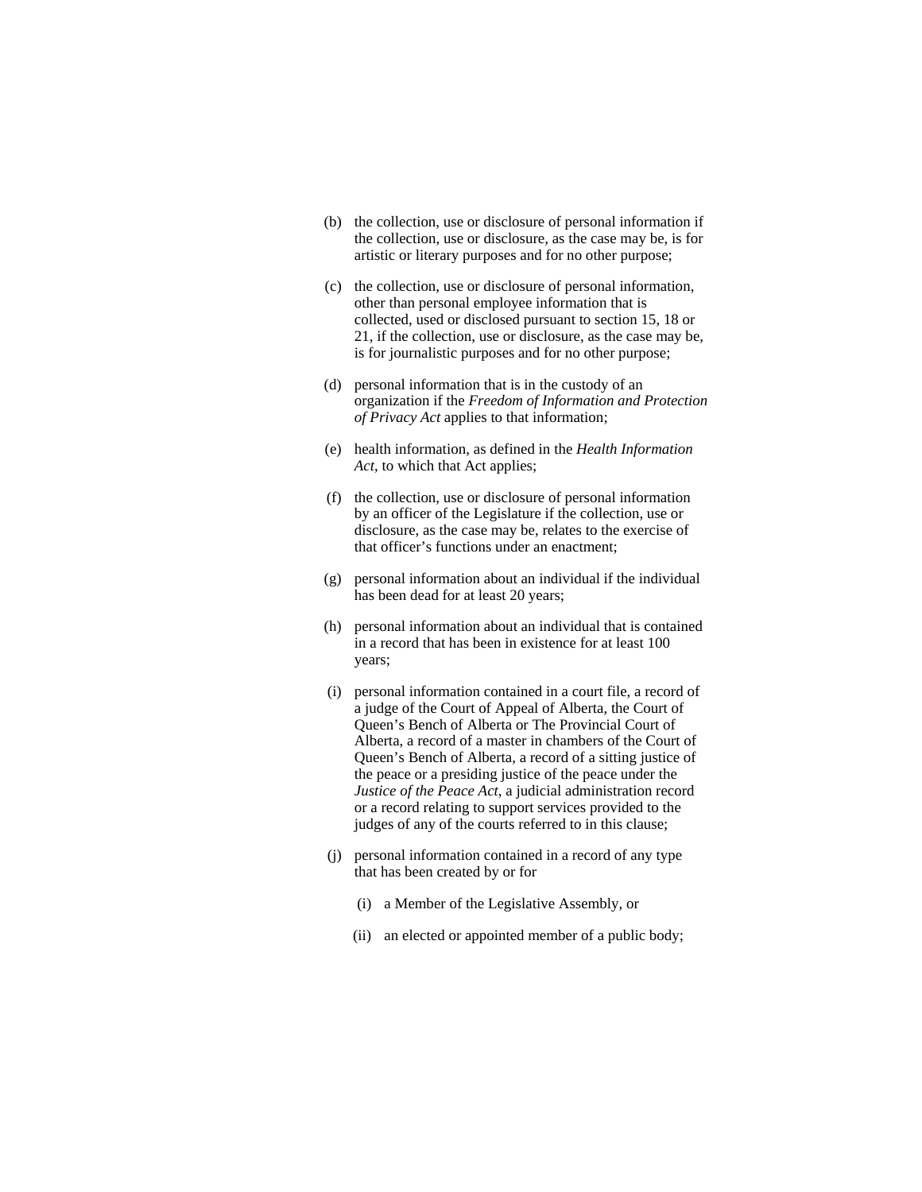(b) the collection, use or disclosure of personal information if the collection, use or disclosure, as the case may be, is for artistic or literary purposes and for no other purpose;

(c) the collection, use or disclosure of personal information, other than personal employee information that is collected, used or disclosed pursuant to section 15, 18 or 21, if the collection, use or disclosure, as the case may be, is for journalistic purposes and for no other purpose;

(d) personal information that is in the custody of an organization if the *Freedom of Information and Protection of Privacy Act* applies to that information;

(e) health information, as defined in the *Health Information Act*, to which that Act applies;

(f) the collection, use or disclosure of personal information by an officer of the Legislature if the collection, use or disclosure, as the case may be, relates to the exercise of that officer's functions under an enactment;

(g) personal information about an individual if the individual has been dead for at least 20 years;

(h) personal information about an individual that is contained in a record that has been in existence for at least 100 years;

(i) personal information contained in a court file, a record of a judge of the Court of Appeal of Alberta, the Court of Queen's Bench of Alberta or The Provincial Court of Alberta, a record of a master in chambers of the Court of Queen's Bench of Alberta, a record of a sitting justice of the peace or a presiding justice of the peace under the *Justice of the Peace Act*, a judicial administration record or a record relating to support services provided to the judges of any of the courts referred to in this clause;

(j) personal information contained in a record of any type that has been created by or for

(i) a Member of the Legislative Assembly, or

(ii) an elected or appointed member of a public body;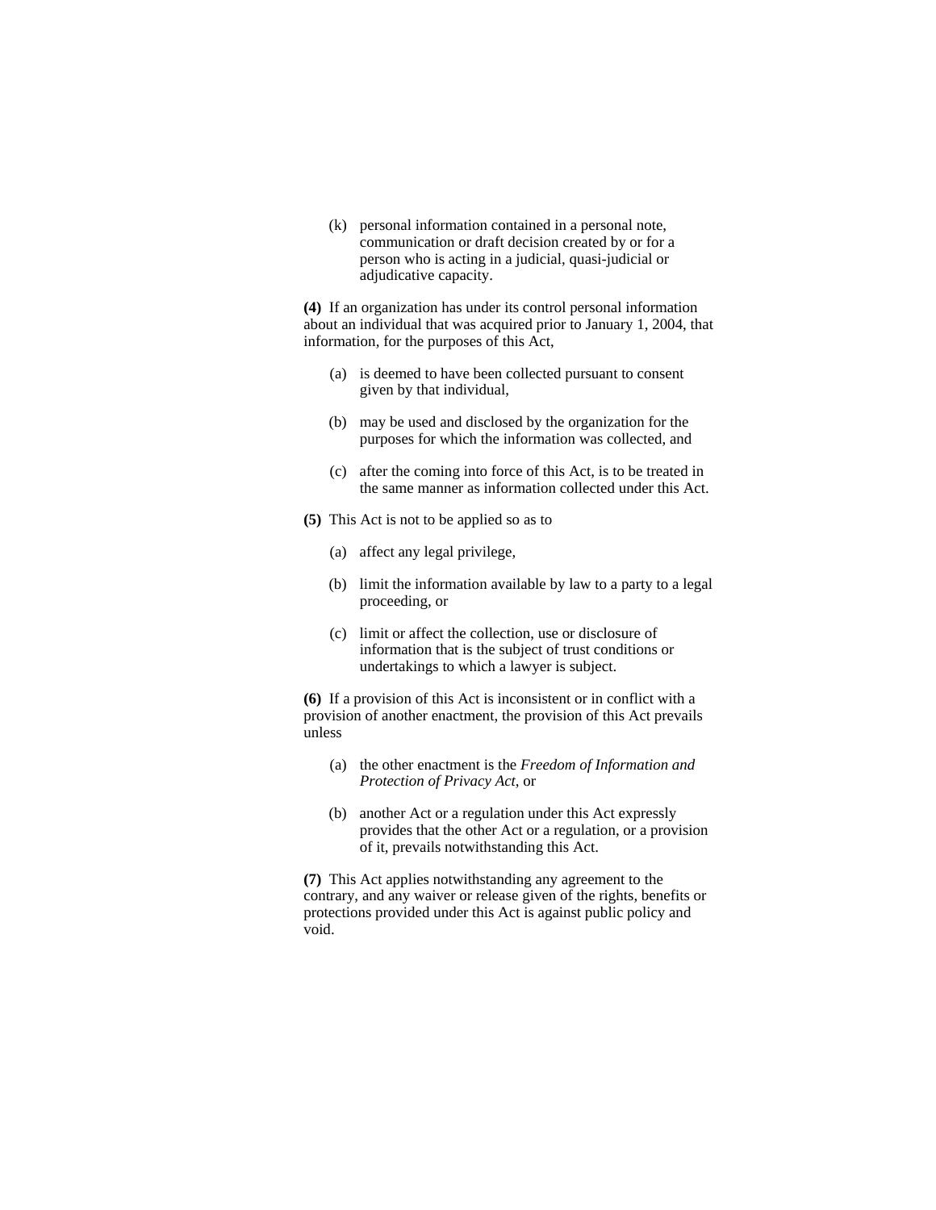(k) personal information contained in a personal note, communication or draft decision created by or for a person who is acting in a judicial, quasi-judicial or adjudicative capacity.

**(4)** If an organization has under its control personal information about an individual that was acquired prior to January 1, 2004, that information, for the purposes of this Act,

(a) is deemed to have been collected pursuant to consent given by that individual,

(b) may be used and disclosed by the organization for the purposes for which the information was collected, and

(c) after the coming into force of this Act, is to be treated in the same manner as information collected under this Act.

**(5)** This Act is not to be applied so as to

(a) affect any legal privilege,

(b) limit the information available by law to a party to a legal proceeding, or

(c) limit or affect the collection, use or disclosure of information that is the subject of trust conditions or undertakings to which a lawyer is subject.

**(6)** If a provision of this Act is inconsistent or in conflict with a provision of another enactment, the provision of this Act prevails unless

(a) the other enactment is the *Freedom of Information and Protection of Privacy Act*, or

(b) another Act or a regulation under this Act expressly provides that the other Act or a regulation, or a provision of it, prevails notwithstanding this Act.

**(7)** This Act applies notwithstanding any agreement to the contrary, and any waiver or release given of the rights, benefits or protections provided under this Act is against public policy and void.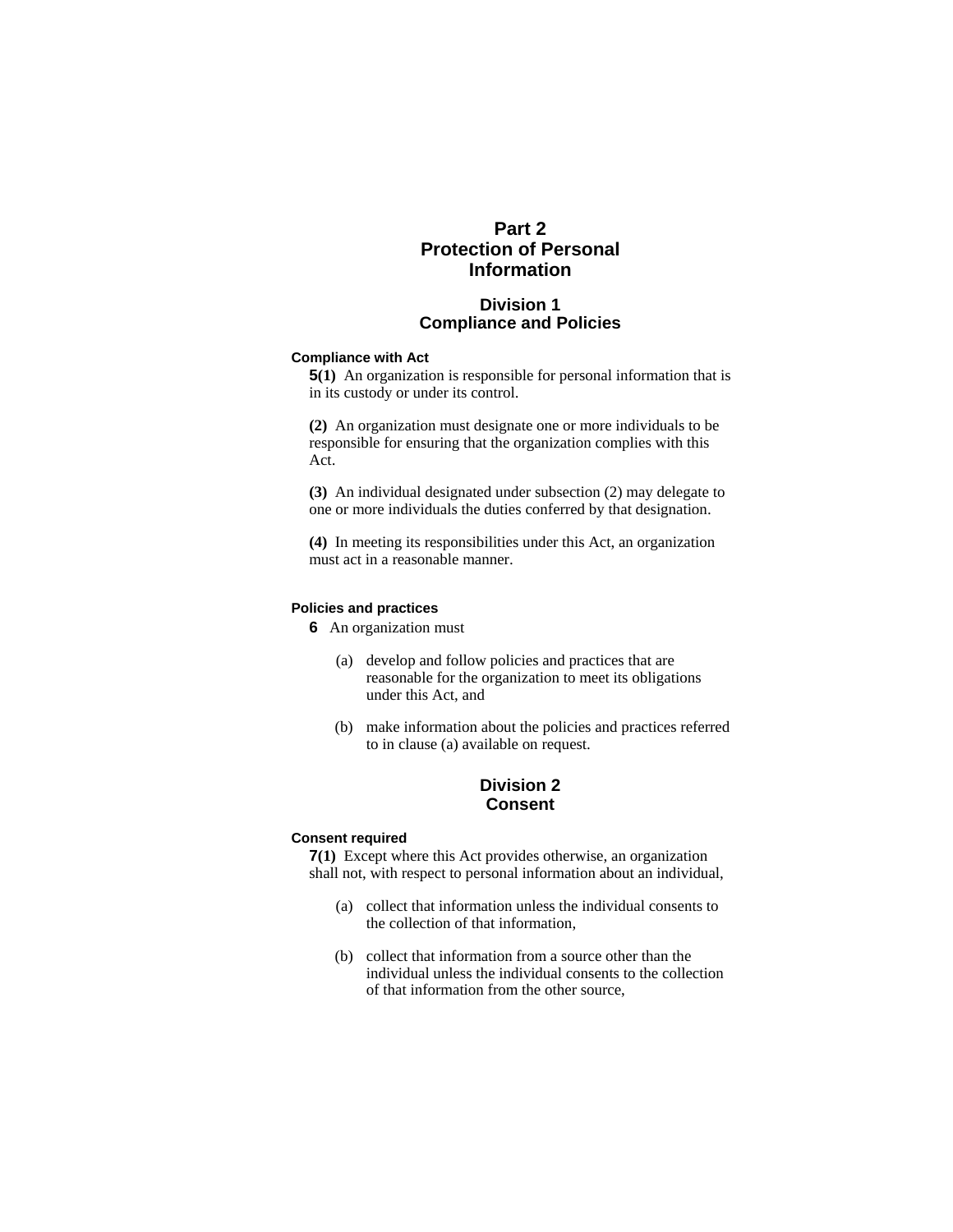# Part 2
# Protection of Personal Information

## Division 1
## Compliance and Policies

#### Compliance with Act

**5(1)** An organization is responsible for personal information that is in its custody or under its control.

**(2)** An organization must designate one or more individuals to be responsible for ensuring that the organization complies with this Act.

**(3)** An individual designated under subsection (2) may delegate to one or more individuals the duties conferred by that designation.

**(4)** In meeting its responsibilities under this Act, an organization must act in a reasonable manner.

#### Policies and practices

**6** An organization must

(a) develop and follow policies and practices that are reasonable for the organization to meet its obligations under this Act, and

(b) make information about the policies and practices referred to in clause (a) available on request.

## Division 2
## Consent

#### Consent required

**7(1)** Except where this Act provides otherwise, an organization shall not, with respect to personal information about an individual,

(a) collect that information unless the individual consents to the collection of that information,

(b) collect that information from a source other than the individual unless the individual consents to the collection of that information from the other source,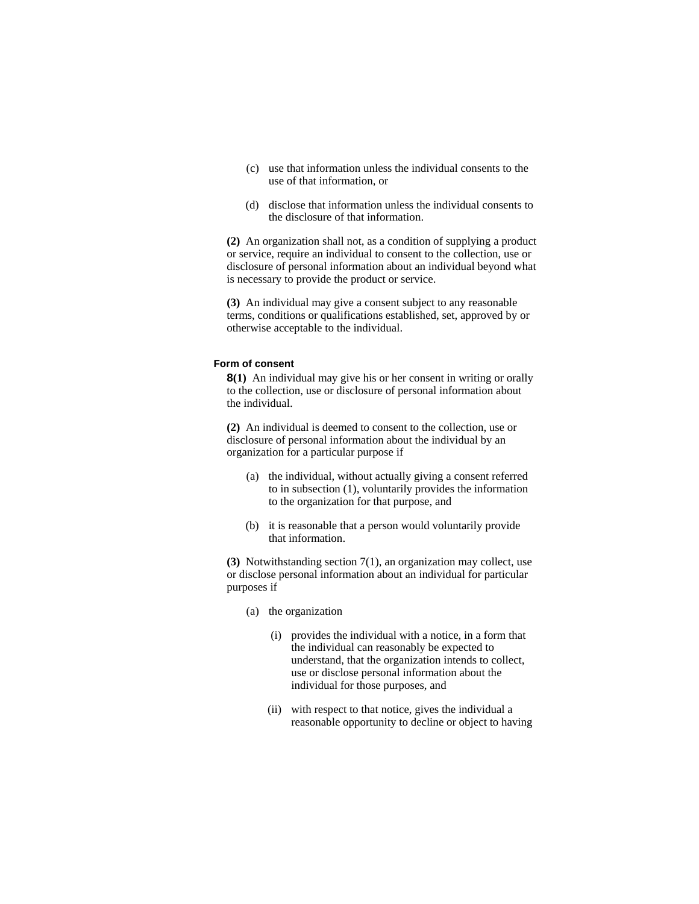(c) use that information unless the individual consents to the use of that information, or

(d) disclose that information unless the individual consents to the disclosure of that information.

**(2)** An organization shall not, as a condition of supplying a product or service, require an individual to consent to the collection, use or disclosure of personal information about an individual beyond what is necessary to provide the product or service.

**(3)** An individual may give a consent subject to any reasonable terms, conditions or qualifications established, set, approved by or otherwise acceptable to the individual.

### Form of consent

**8(1)** An individual may give his or her consent in writing or orally to the collection, use or disclosure of personal information about the individual.

**(2)** An individual is deemed to consent to the collection, use or disclosure of personal information about the individual by an organization for a particular purpose if

(a) the individual, without actually giving a consent referred to in subsection (1), voluntarily provides the information to the organization for that purpose, and

(b) it is reasonable that a person would voluntarily provide that information.

**(3)** Notwithstanding section 7(1), an organization may collect, use or disclose personal information about an individual for particular purposes if

(a) the organization

(i) provides the individual with a notice, in a form that the individual can reasonably be expected to understand, that the organization intends to collect, use or disclose personal information about the individual for those purposes, and

(ii) with respect to that notice, gives the individual a reasonable opportunity to decline or object to having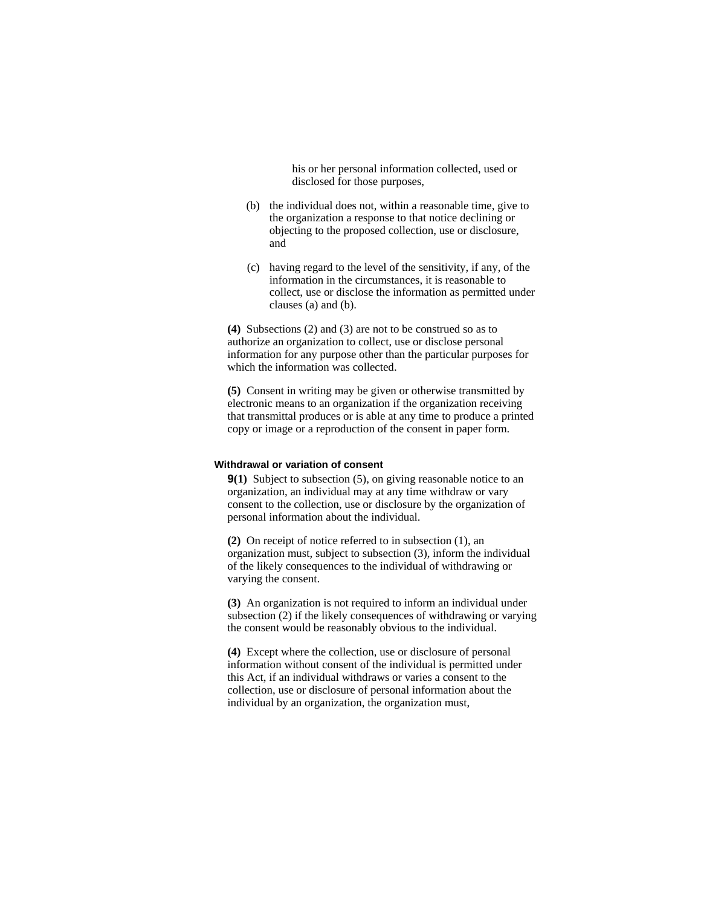his or her personal information collected, used or disclosed for those purposes,

(b) the individual does not, within a reasonable time, give to the organization a response to that notice declining or objecting to the proposed collection, use or disclosure, and

(c) having regard to the level of the sensitivity, if any, of the information in the circumstances, it is reasonable to collect, use or disclose the information as permitted under clauses (a) and (b).

**(4)** Subsections (2) and (3) are not to be construed so as to authorize an organization to collect, use or disclose personal information for any purpose other than the particular purposes for which the information was collected.

**(5)** Consent in writing may be given or otherwise transmitted by electronic means to an organization if the organization receiving that transmittal produces or is able at any time to produce a printed copy or image or a reproduction of the consent in paper form.

**Withdrawal or variation of consent**

**9(1)** Subject to subsection (5), on giving reasonable notice to an organization, an individual may at any time withdraw or vary consent to the collection, use or disclosure by the organization of personal information about the individual.

**(2)** On receipt of notice referred to in subsection (1), an organization must, subject to subsection (3), inform the individual of the likely consequences to the individual of withdrawing or varying the consent.

**(3)** An organization is not required to inform an individual under subsection (2) if the likely consequences of withdrawing or varying the consent would be reasonably obvious to the individual.

**(4)** Except where the collection, use or disclosure of personal information without consent of the individual is permitted under this Act, if an individual withdraws or varies a consent to the collection, use or disclosure of personal information about the individual by an organization, the organization must,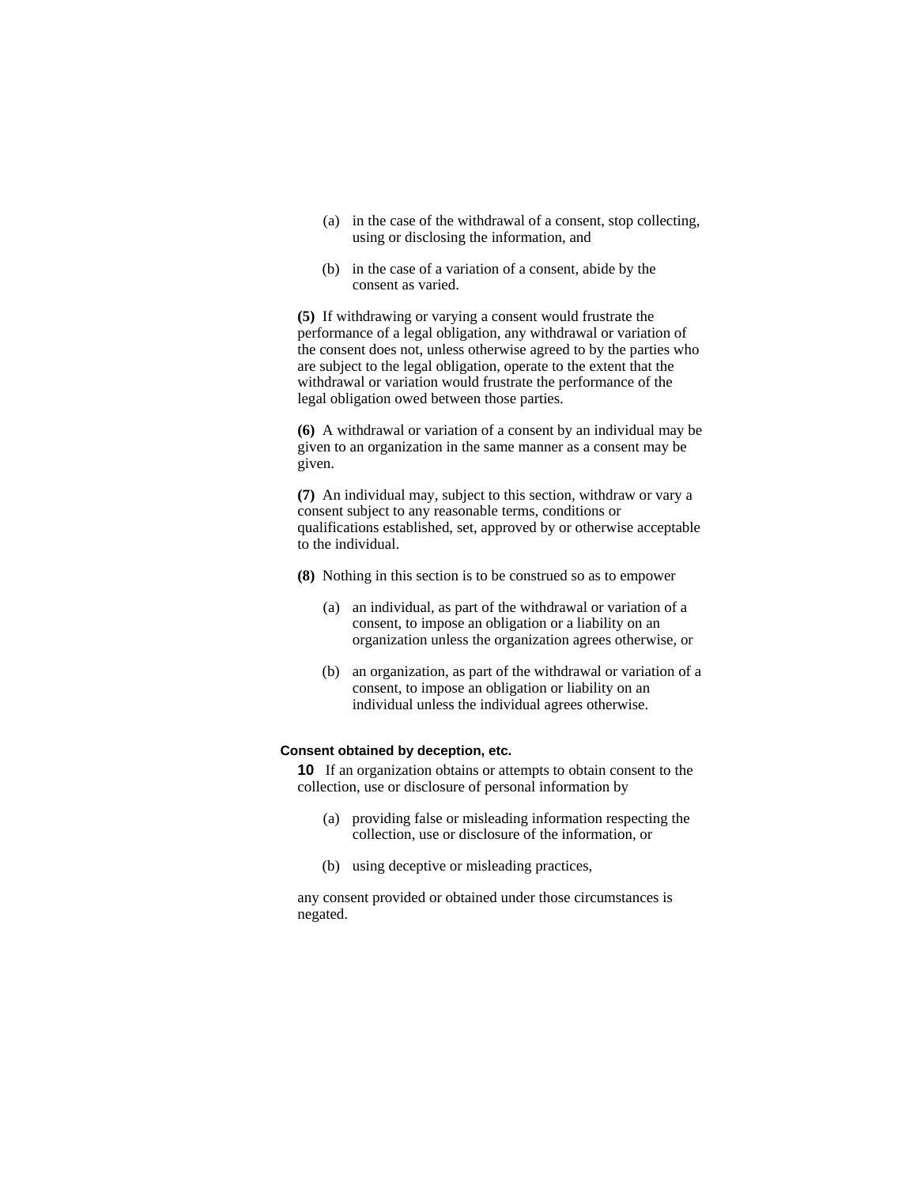(a) in the case of the withdrawal of a consent, stop collecting, using or disclosing the information, and

(b) in the case of a variation of a consent, abide by the consent as varied.

**(5)** If withdrawing or varying a consent would frustrate the performance of a legal obligation, any withdrawal or variation of the consent does not, unless otherwise agreed to by the parties who are subject to the legal obligation, operate to the extent that the withdrawal or variation would frustrate the performance of the legal obligation owed between those parties.

**(6)** A withdrawal or variation of a consent by an individual may be given to an organization in the same manner as a consent may be given.

**(7)** An individual may, subject to this section, withdraw or vary a consent subject to any reasonable terms, conditions or qualifications established, set, approved by or otherwise acceptable to the individual.

**(8)** Nothing in this section is to be construed so as to empower

(a) an individual, as part of the withdrawal or variation of a consent, to impose an obligation or a liability on an organization unless the organization agrees otherwise, or

(b) an organization, as part of the withdrawal or variation of a consent, to impose an obligation or liability on an individual unless the individual agrees otherwise.

#### Consent obtained by deception, etc.

**10** If an organization obtains or attempts to obtain consent to the collection, use or disclosure of personal information by

(a) providing false or misleading information respecting the collection, use or disclosure of the information, or

(b) using deceptive or misleading practices,

any consent provided or obtained under those circumstances is negated.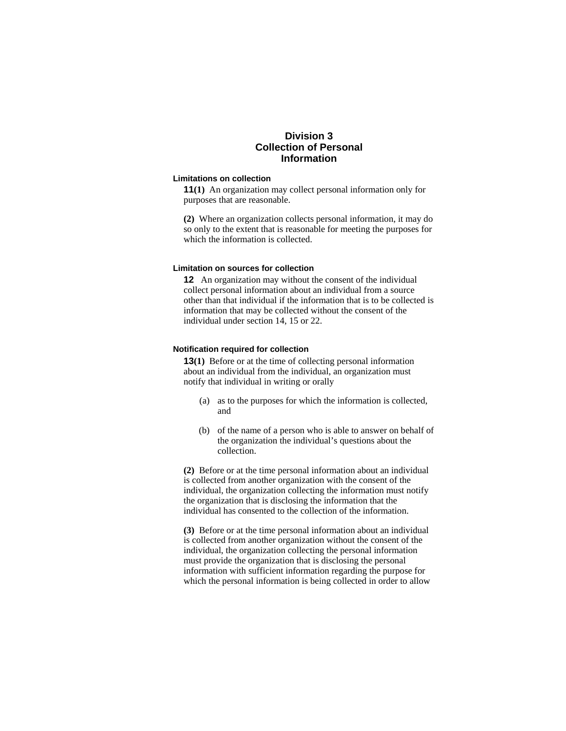## Division 3
## Collection of Personal Information

**Limitations on collection**

**11(1)** An organization may collect personal information only for purposes that are reasonable.

**(2)** Where an organization collects personal information, it may do so only to the extent that is reasonable for meeting the purposes for which the information is collected.

**Limitation on sources for collection**

**12** An organization may without the consent of the individual collect personal information about an individual from a source other than that individual if the information that is to be collected is information that may be collected without the consent of the individual under section 14, 15 or 22.

**Notification required for collection**

**13(1)** Before or at the time of collecting personal information about an individual from the individual, an organization must notify that individual in writing or orally

(a) as to the purposes for which the information is collected, and

(b) of the name of a person who is able to answer on behalf of the organization the individual's questions about the collection.

**(2)** Before or at the time personal information about an individual is collected from another organization with the consent of the individual, the organization collecting the information must notify the organization that is disclosing the information that the individual has consented to the collection of the information.

**(3)** Before or at the time personal information about an individual is collected from another organization without the consent of the individual, the organization collecting the personal information must provide the organization that is disclosing the personal information with sufficient information regarding the purpose for which the personal information is being collected in order to allow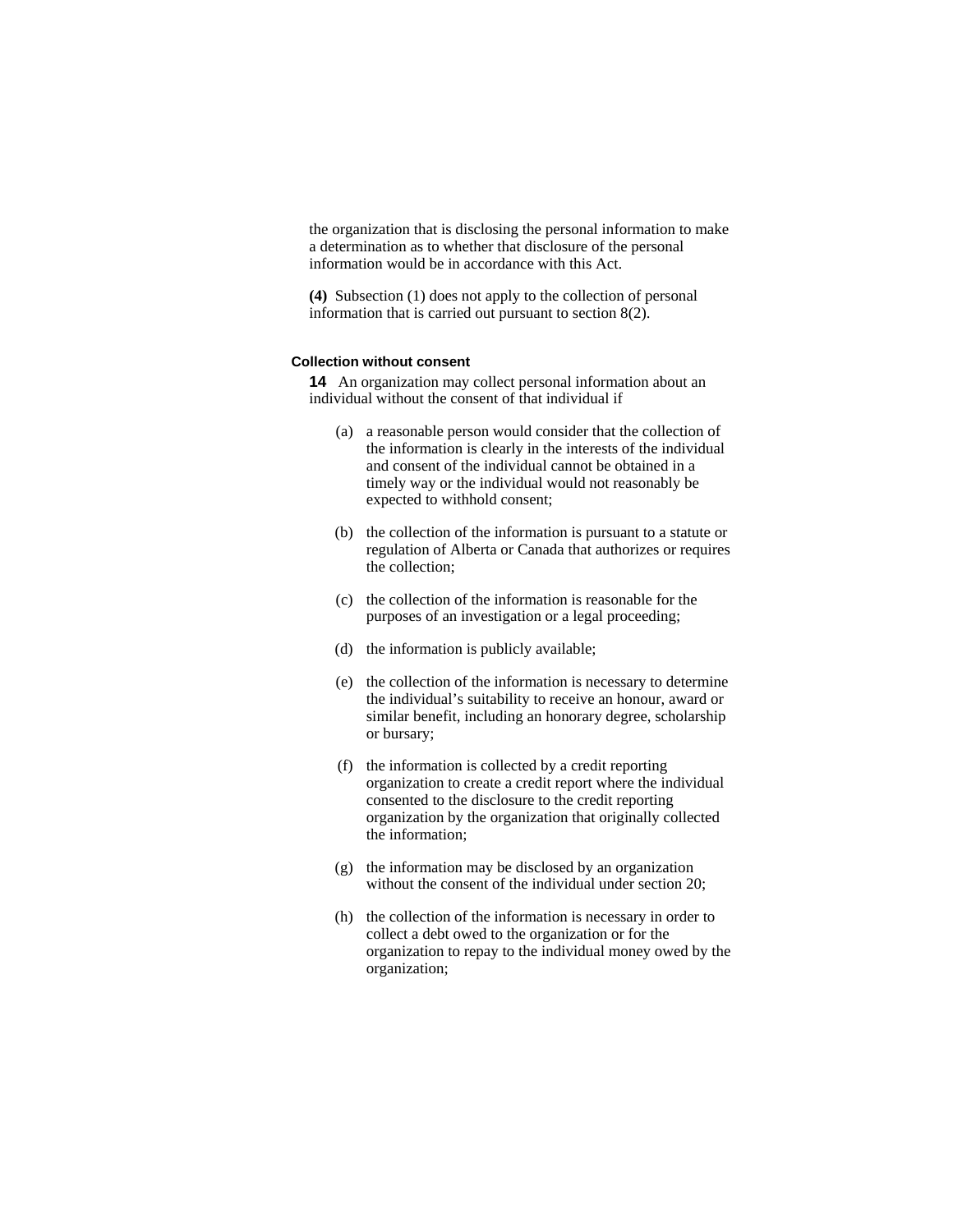the organization that is disclosing the personal information to make a determination as to whether that disclosure of the personal information would be in accordance with this Act.

**(4)** Subsection (1) does not apply to the collection of personal information that is carried out pursuant to section 8(2).

### Collection without consent

**14** An organization may collect personal information about an individual without the consent of that individual if

(a) a reasonable person would consider that the collection of the information is clearly in the interests of the individual and consent of the individual cannot be obtained in a timely way or the individual would not reasonably be expected to withhold consent;

(b) the collection of the information is pursuant to a statute or regulation of Alberta or Canada that authorizes or requires the collection;

(c) the collection of the information is reasonable for the purposes of an investigation or a legal proceeding;

(d) the information is publicly available;

(e) the collection of the information is necessary to determine the individual's suitability to receive an honour, award or similar benefit, including an honorary degree, scholarship or bursary;

(f) the information is collected by a credit reporting organization to create a credit report where the individual consented to the disclosure to the credit reporting organization by the organization that originally collected the information;

(g) the information may be disclosed by an organization without the consent of the individual under section 20;

(h) the collection of the information is necessary in order to collect a debt owed to the organization or for the organization to repay to the individual money owed by the organization;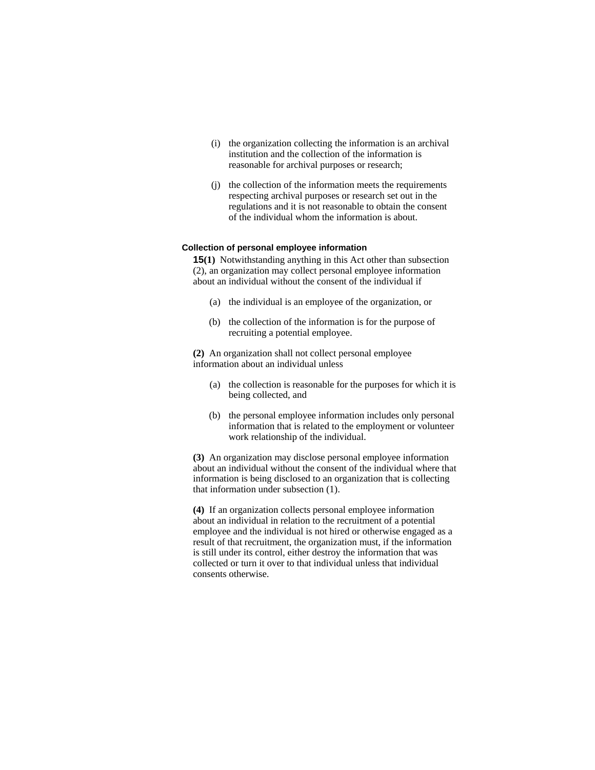(i) the organization collecting the information is an archival institution and the collection of the information is reasonable for archival purposes or research;

(j) the collection of the information meets the requirements respecting archival purposes or research set out in the regulations and it is not reasonable to obtain the consent of the individual whom the information is about.

### Collection of personal employee information

**15(1)** Notwithstanding anything in this Act other than subsection (2), an organization may collect personal employee information about an individual without the consent of the individual if

(a) the individual is an employee of the organization, or

(b) the collection of the information is for the purpose of recruiting a potential employee.

**(2)** An organization shall not collect personal employee information about an individual unless

(a) the collection is reasonable for the purposes for which it is being collected, and

(b) the personal employee information includes only personal information that is related to the employment or volunteer work relationship of the individual.

**(3)** An organization may disclose personal employee information about an individual without the consent of the individual where that information is being disclosed to an organization that is collecting that information under subsection (1).

**(4)** If an organization collects personal employee information about an individual in relation to the recruitment of a potential employee and the individual is not hired or otherwise engaged as a result of that recruitment, the organization must, if the information is still under its control, either destroy the information that was collected or turn it over to that individual unless that individual consents otherwise.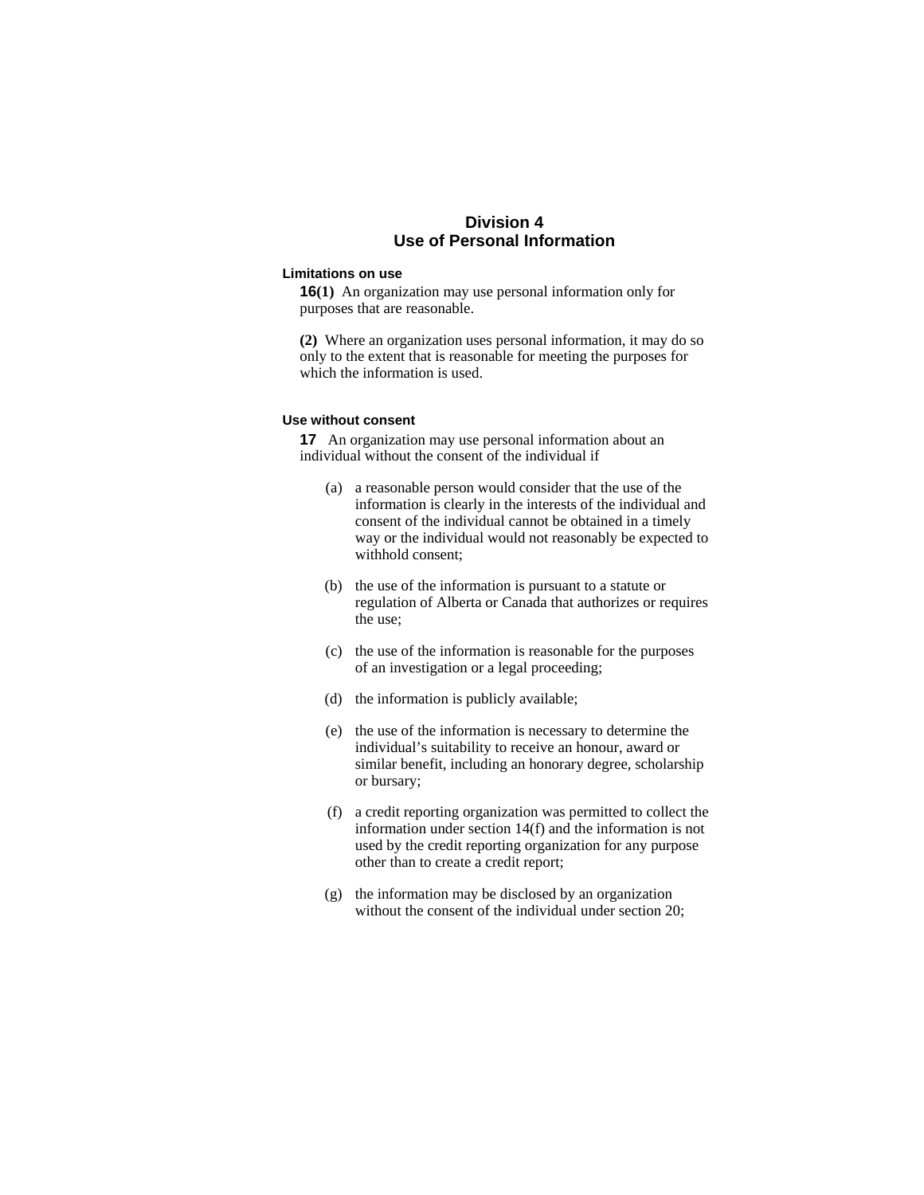## Division 4
## Use of Personal Information

**Limitations on use**

**16(1)** An organization may use personal information only for purposes that are reasonable.

**(2)** Where an organization uses personal information, it may do so only to the extent that is reasonable for meeting the purposes for which the information is used.

**Use without consent**

**17** An organization may use personal information about an individual without the consent of the individual if

(a) a reasonable person would consider that the use of the information is clearly in the interests of the individual and consent of the individual cannot be obtained in a timely way or the individual would not reasonably be expected to withhold consent;

(b) the use of the information is pursuant to a statute or regulation of Alberta or Canada that authorizes or requires the use;

(c) the use of the information is reasonable for the purposes of an investigation or a legal proceeding;

(d) the information is publicly available;

(e) the use of the information is necessary to determine the individual's suitability to receive an honour, award or similar benefit, including an honorary degree, scholarship or bursary;

(f) a credit reporting organization was permitted to collect the information under section 14(f) and the information is not used by the credit reporting organization for any purpose other than to create a credit report;

(g) the information may be disclosed by an organization without the consent of the individual under section 20;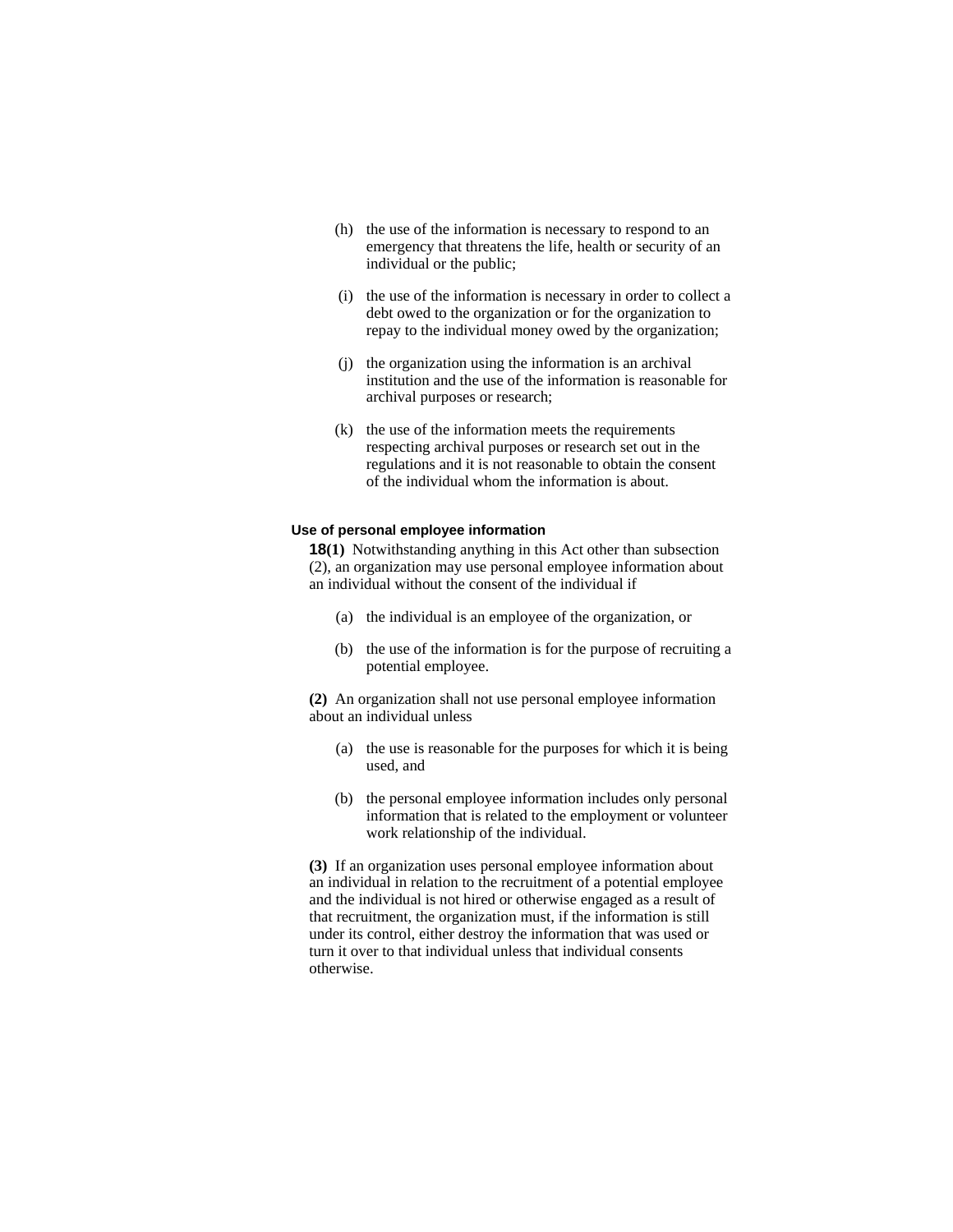(h) the use of the information is necessary to respond to an emergency that threatens the life, health or security of an individual or the public;

(i) the use of the information is necessary in order to collect a debt owed to the organization or for the organization to repay to the individual money owed by the organization;

(j) the organization using the information is an archival institution and the use of the information is reasonable for archival purposes or research;

(k) the use of the information meets the requirements respecting archival purposes or research set out in the regulations and it is not reasonable to obtain the consent of the individual whom the information is about.

### Use of personal employee information

**18(1)** Notwithstanding anything in this Act other than subsection (2), an organization may use personal employee information about an individual without the consent of the individual if

(a) the individual is an employee of the organization, or

(b) the use of the information is for the purpose of recruiting a potential employee.

**(2)** An organization shall not use personal employee information about an individual unless

(a) the use is reasonable for the purposes for which it is being used, and

(b) the personal employee information includes only personal information that is related to the employment or volunteer work relationship of the individual.

**(3)** If an organization uses personal employee information about an individual in relation to the recruitment of a potential employee and the individual is not hired or otherwise engaged as a result of that recruitment, the organization must, if the information is still under its control, either destroy the information that was used or turn it over to that individual unless that individual consents otherwise.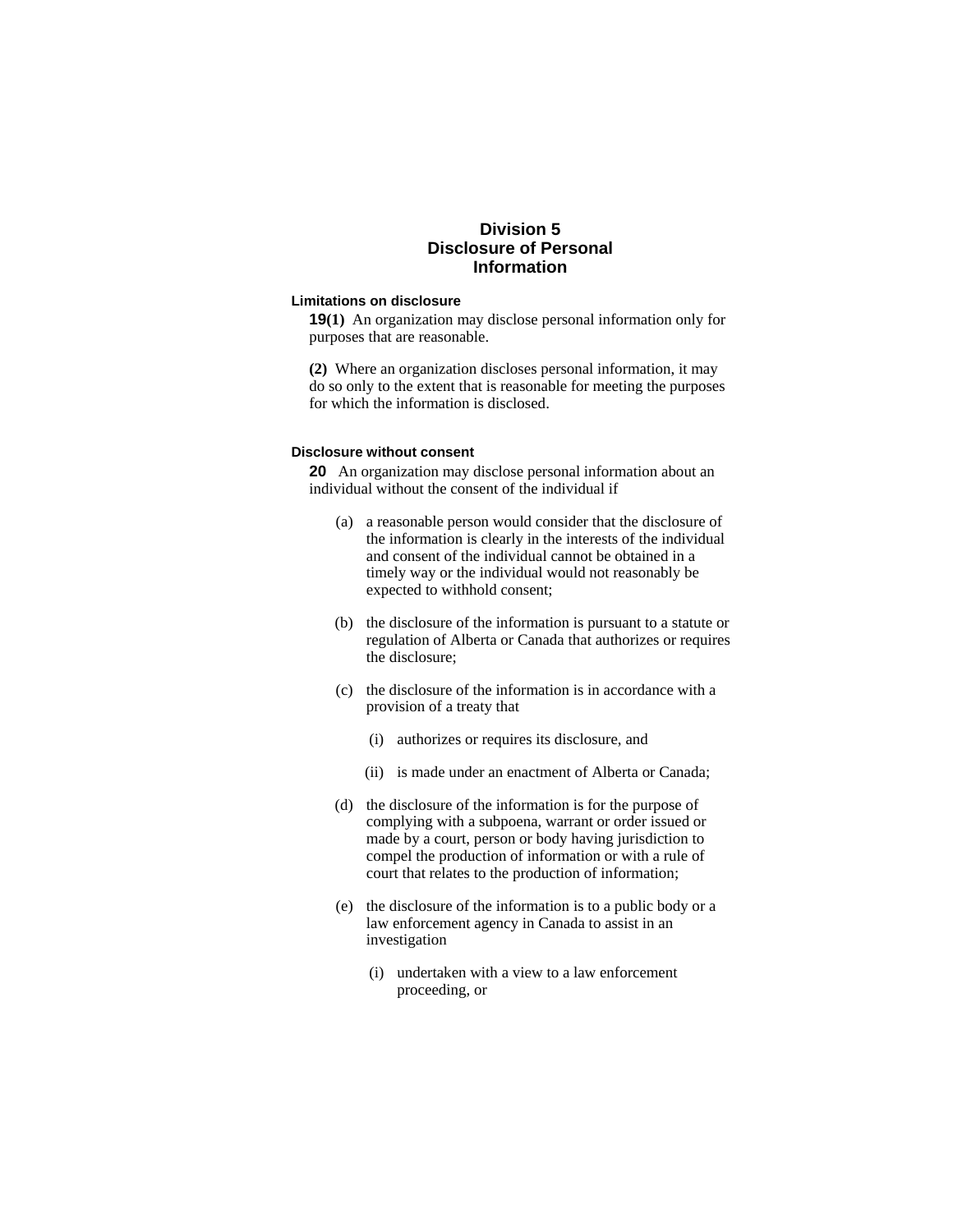## Division 5
## Disclosure of Personal Information

**Limitations on disclosure**

**19(1)** An organization may disclose personal information only for purposes that are reasonable.

**(2)** Where an organization discloses personal information, it may do so only to the extent that is reasonable for meeting the purposes for which the information is disclosed.

**Disclosure without consent**

**20** An organization may disclose personal information about an individual without the consent of the individual if

(a) a reasonable person would consider that the disclosure of the information is clearly in the interests of the individual and consent of the individual cannot be obtained in a timely way or the individual would not reasonably be expected to withhold consent;

(b) the disclosure of the information is pursuant to a statute or regulation of Alberta or Canada that authorizes or requires the disclosure;

(c) the disclosure of the information is in accordance with a provision of a treaty that

(i) authorizes or requires its disclosure, and

(ii) is made under an enactment of Alberta or Canada;

(d) the disclosure of the information is for the purpose of complying with a subpoena, warrant or order issued or made by a court, person or body having jurisdiction to compel the production of information or with a rule of court that relates to the production of information;

(e) the disclosure of the information is to a public body or a law enforcement agency in Canada to assist in an investigation

(i) undertaken with a view to a law enforcement proceeding, or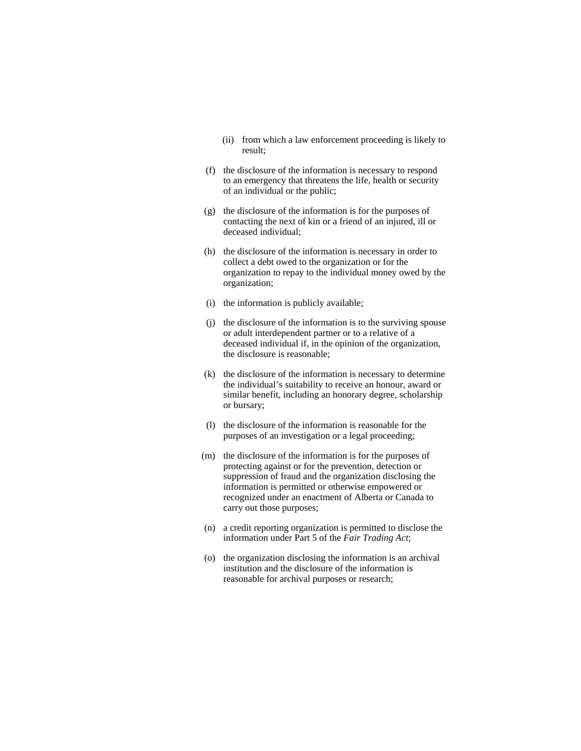(ii) from which a law enforcement proceeding is likely to result;

(f) the disclosure of the information is necessary to respond to an emergency that threatens the life, health or security of an individual or the public;

(g) the disclosure of the information is for the purposes of contacting the next of kin or a friend of an injured, ill or deceased individual;

(h) the disclosure of the information is necessary in order to collect a debt owed to the organization or for the organization to repay to the individual money owed by the organization;

(i) the information is publicly available;

(j) the disclosure of the information is to the surviving spouse or adult interdependent partner or to a relative of a deceased individual if, in the opinion of the organization, the disclosure is reasonable;

(k) the disclosure of the information is necessary to determine the individual's suitability to receive an honour, award or similar benefit, including an honorary degree, scholarship or bursary;

(l) the disclosure of the information is reasonable for the purposes of an investigation or a legal proceeding;

(m) the disclosure of the information is for the purposes of protecting against or for the prevention, detection or suppression of fraud and the organization disclosing the information is permitted or otherwise empowered or recognized under an enactment of Alberta or Canada to carry out those purposes;

(n) a credit reporting organization is permitted to disclose the information under Part 5 of the *Fair Trading Act*;

(o) the organization disclosing the information is an archival institution and the disclosure of the information is reasonable for archival purposes or research;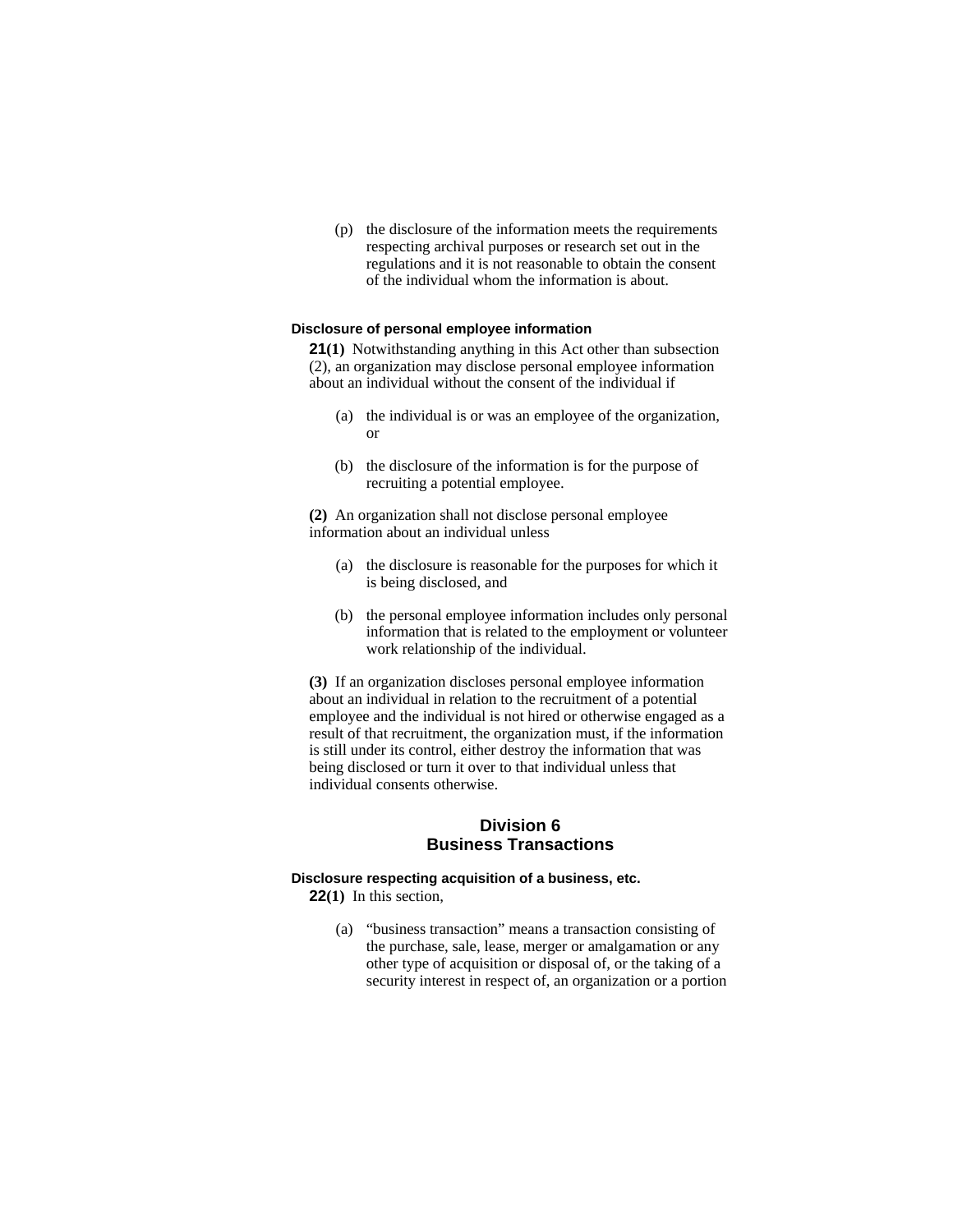(p) the disclosure of the information meets the requirements respecting archival purposes or research set out in the regulations and it is not reasonable to obtain the consent of the individual whom the information is about.

#### Disclosure of personal employee information

**21(1)** Notwithstanding anything in this Act other than subsection (2), an organization may disclose personal employee information about an individual without the consent of the individual if

(a) the individual is or was an employee of the organization, or

(b) the disclosure of the information is for the purpose of recruiting a potential employee.

**(2)** An organization shall not disclose personal employee information about an individual unless

(a) the disclosure is reasonable for the purposes for which it is being disclosed, and

(b) the personal employee information includes only personal information that is related to the employment or volunteer work relationship of the individual.

**(3)** If an organization discloses personal employee information about an individual in relation to the recruitment of a potential employee and the individual is not hired or otherwise engaged as a result of that recruitment, the organization must, if the information is still under its control, either destroy the information that was being disclosed or turn it over to that individual unless that individual consents otherwise.

## Division 6
## Business Transactions

#### Disclosure respecting acquisition of a business, etc.

**22(1)** In this section,

(a) "business transaction" means a transaction consisting of the purchase, sale, lease, merger or amalgamation or any other type of acquisition or disposal of, or the taking of a security interest in respect of, an organization or a portion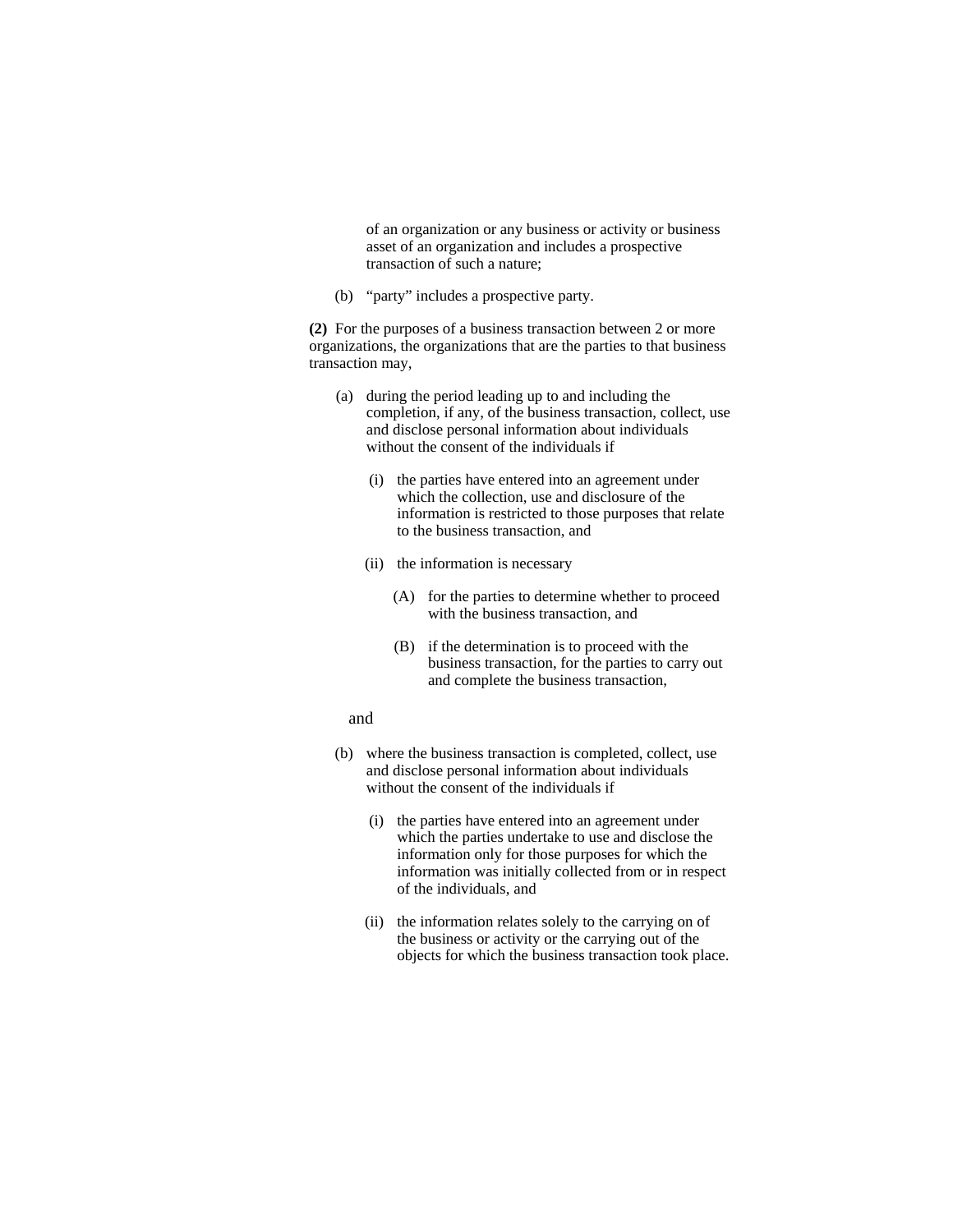of an organization or any business or activity or business asset of an organization and includes a prospective transaction of such a nature;

(b) "party" includes a prospective party.

**(2)** For the purposes of a business transaction between 2 or more organizations, the organizations that are the parties to that business transaction may,

(a) during the period leading up to and including the completion, if any, of the business transaction, collect, use and disclose personal information about individuals without the consent of the individuals if

(i) the parties have entered into an agreement under which the collection, use and disclosure of the information is restricted to those purposes that relate to the business transaction, and

(ii) the information is necessary

(A) for the parties to determine whether to proceed with the business transaction, and

(B) if the determination is to proceed with the business transaction, for the parties to carry out and complete the business transaction,

and

(b) where the business transaction is completed, collect, use and disclose personal information about individuals without the consent of the individuals if

(i) the parties have entered into an agreement under which the parties undertake to use and disclose the information only for those purposes for which the information was initially collected from or in respect of the individuals, and

(ii) the information relates solely to the carrying on of the business or activity or the carrying out of the objects for which the business transaction took place.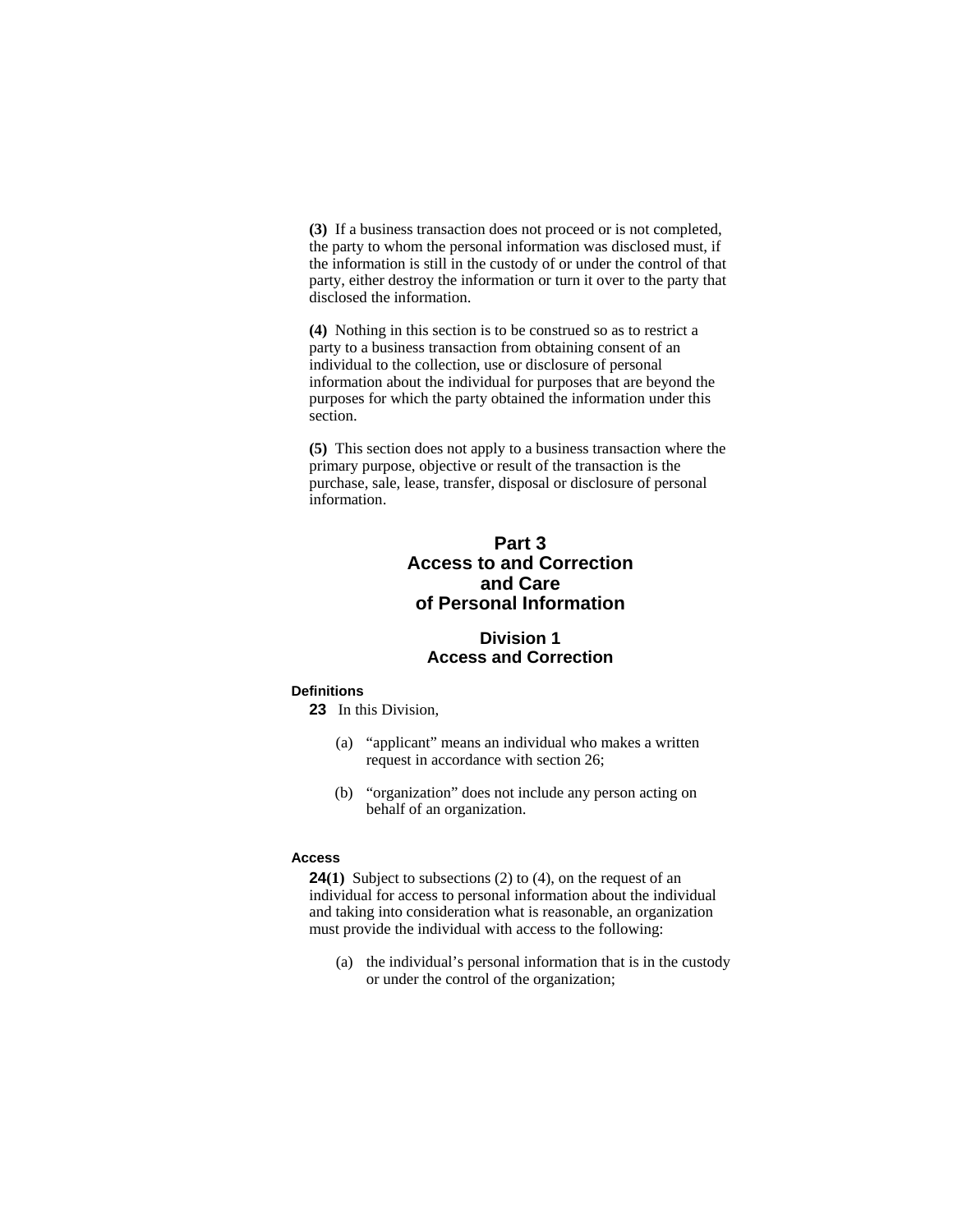**(3)** If a business transaction does not proceed or is not completed, the party to whom the personal information was disclosed must, if the information is still in the custody of or under the control of that party, either destroy the information or turn it over to the party that disclosed the information.

**(4)** Nothing in this section is to be construed so as to restrict a party to a business transaction from obtaining consent of an individual to the collection, use or disclosure of personal information about the individual for purposes that are beyond the purposes for which the party obtained the information under this section.

**(5)** This section does not apply to a business transaction where the primary purpose, objective or result of the transaction is the purchase, sale, lease, transfer, disposal or disclosure of personal information.

# Part 3
# Access to and Correction and Care of Personal Information

## Division 1
## Access and Correction

#### Definitions

**23** In this Division,

(a) "applicant" means an individual who makes a written request in accordance with section 26;

(b) "organization" does not include any person acting on behalf of an organization.

#### Access

**24(1)** Subject to subsections (2) to (4), on the request of an individual for access to personal information about the individual and taking into consideration what is reasonable, an organization must provide the individual with access to the following:

(a) the individual's personal information that is in the custody or under the control of the organization;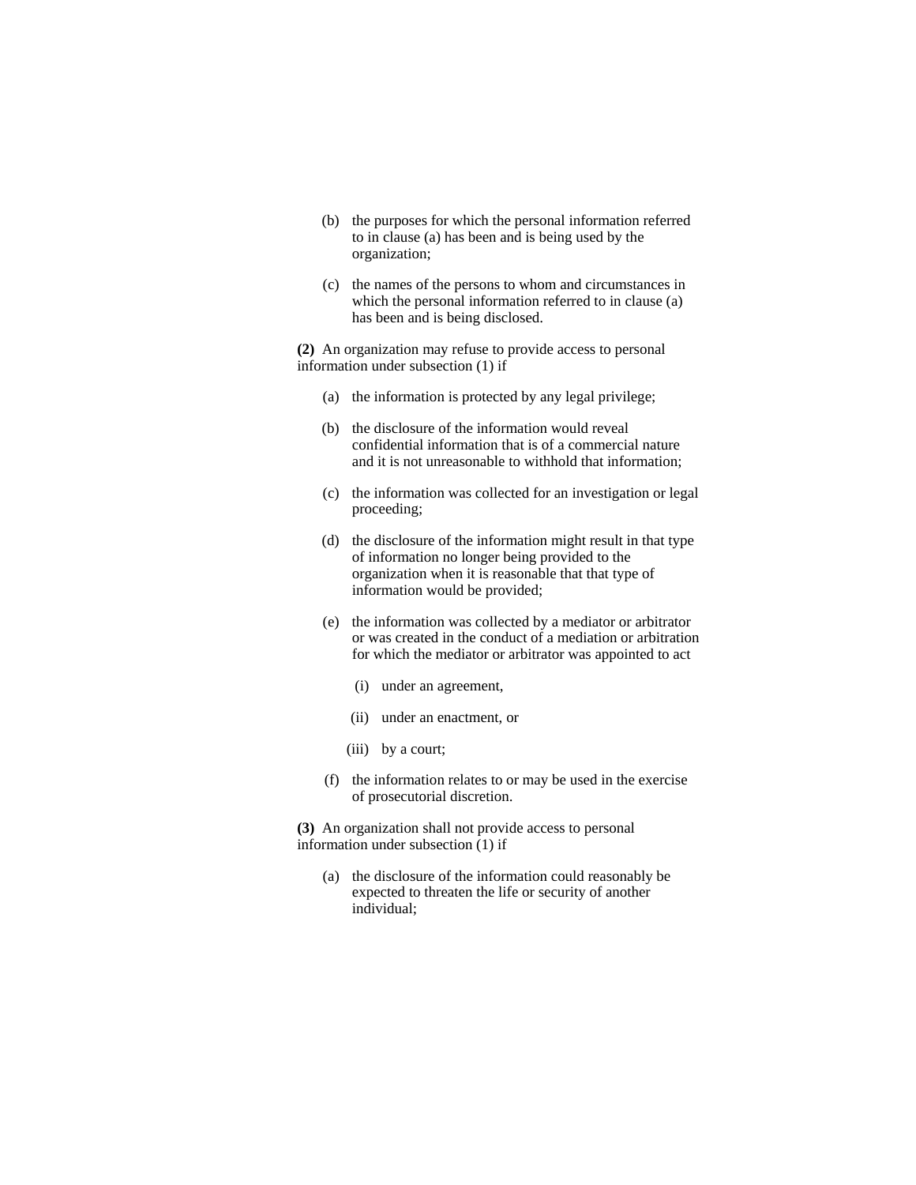(b) the purposes for which the personal information referred to in clause (a) has been and is being used by the organization;

(c) the names of the persons to whom and circumstances in which the personal information referred to in clause (a) has been and is being disclosed.

**(2)** An organization may refuse to provide access to personal information under subsection (1) if

(a) the information is protected by any legal privilege;

(b) the disclosure of the information would reveal confidential information that is of a commercial nature and it is not unreasonable to withhold that information;

(c) the information was collected for an investigation or legal proceeding;

(d) the disclosure of the information might result in that type of information no longer being provided to the organization when it is reasonable that that type of information would be provided;

(e) the information was collected by a mediator or arbitrator or was created in the conduct of a mediation or arbitration for which the mediator or arbitrator was appointed to act

(i) under an agreement,

(ii) under an enactment, or

(iii) by a court;

(f) the information relates to or may be used in the exercise of prosecutorial discretion.

**(3)** An organization shall not provide access to personal information under subsection (1) if

(a) the disclosure of the information could reasonably be expected to threaten the life or security of another individual;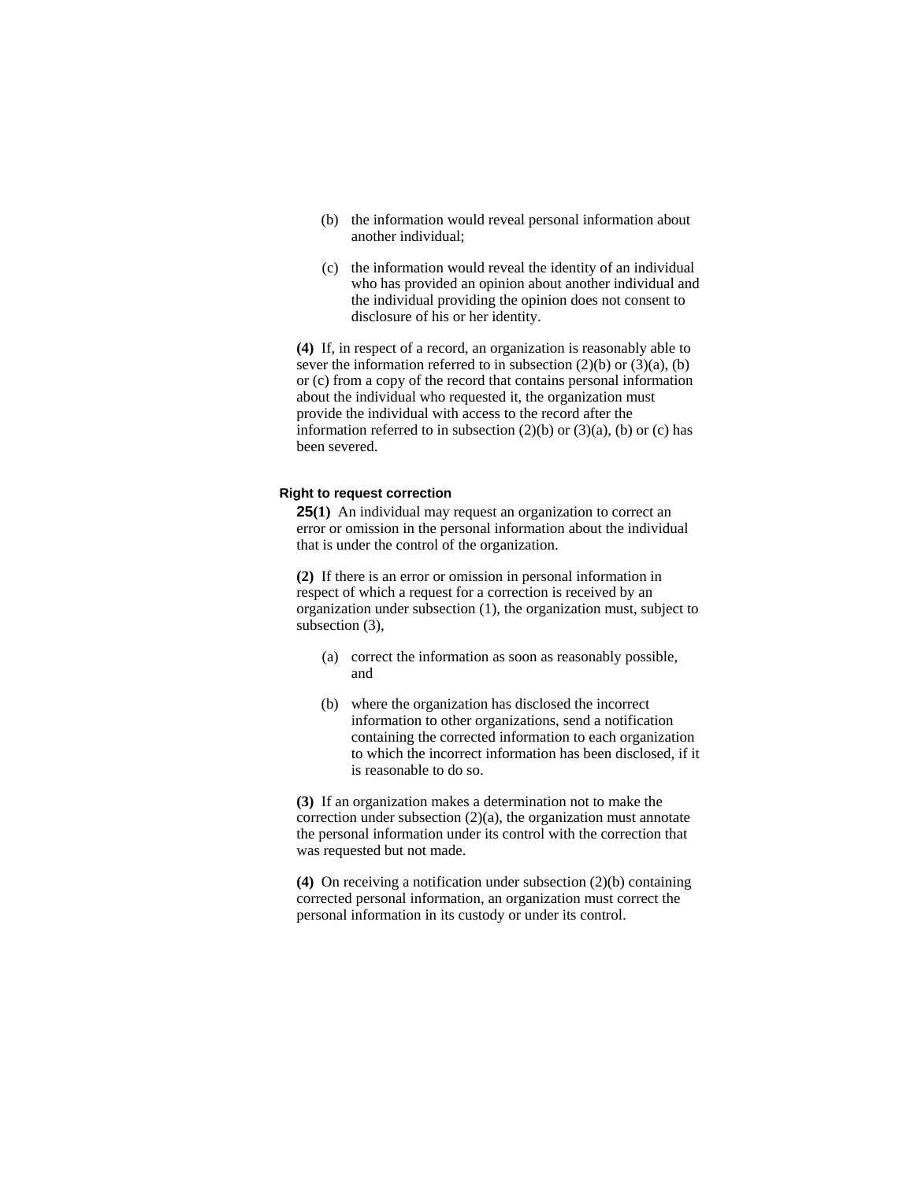(b) the information would reveal personal information about another individual;

(c) the information would reveal the identity of an individual who has provided an opinion about another individual and the individual providing the opinion does not consent to disclosure of his or her identity.

**(4)** If, in respect of a record, an organization is reasonably able to sever the information referred to in subsection (2)(b) or (3)(a), (b) or (c) from a copy of the record that contains personal information about the individual who requested it, the organization must provide the individual with access to the record after the information referred to in subsection (2)(b) or (3)(a), (b) or (c) has been severed.

#### Right to request correction

**25(1)** An individual may request an organization to correct an error or omission in the personal information about the individual that is under the control of the organization.

**(2)** If there is an error or omission in personal information in respect of which a request for a correction is received by an organization under subsection (1), the organization must, subject to subsection (3),

(a) correct the information as soon as reasonably possible, and

(b) where the organization has disclosed the incorrect information to other organizations, send a notification containing the corrected information to each organization to which the incorrect information has been disclosed, if it is reasonable to do so.

**(3)** If an organization makes a determination not to make the correction under subsection (2)(a), the organization must annotate the personal information under its control with the correction that was requested but not made.

**(4)** On receiving a notification under subsection (2)(b) containing corrected personal information, an organization must correct the personal information in its custody or under its control.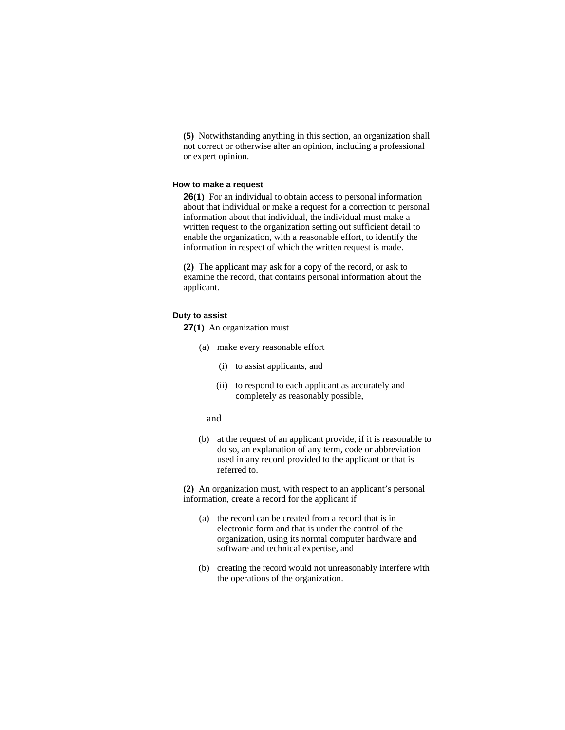**(5)** Notwithstanding anything in this section, an organization shall not correct or otherwise alter an opinion, including a professional or expert opinion.

#### How to make a request

**26(1)** For an individual to obtain access to personal information about that individual or make a request for a correction to personal information about that individual, the individual must make a written request to the organization setting out sufficient detail to enable the organization, with a reasonable effort, to identify the information in respect of which the written request is made.

**(2)** The applicant may ask for a copy of the record, or ask to examine the record, that contains personal information about the applicant.

#### Duty to assist

**27(1)** An organization must

(a) make every reasonable effort

(i) to assist applicants, and

(ii) to respond to each applicant as accurately and completely as reasonably possible,

and

(b) at the request of an applicant provide, if it is reasonable to do so, an explanation of any term, code or abbreviation used in any record provided to the applicant or that is referred to.

**(2)** An organization must, with respect to an applicant's personal information, create a record for the applicant if

(a) the record can be created from a record that is in electronic form and that is under the control of the organization, using its normal computer hardware and software and technical expertise, and

(b) creating the record would not unreasonably interfere with the operations of the organization.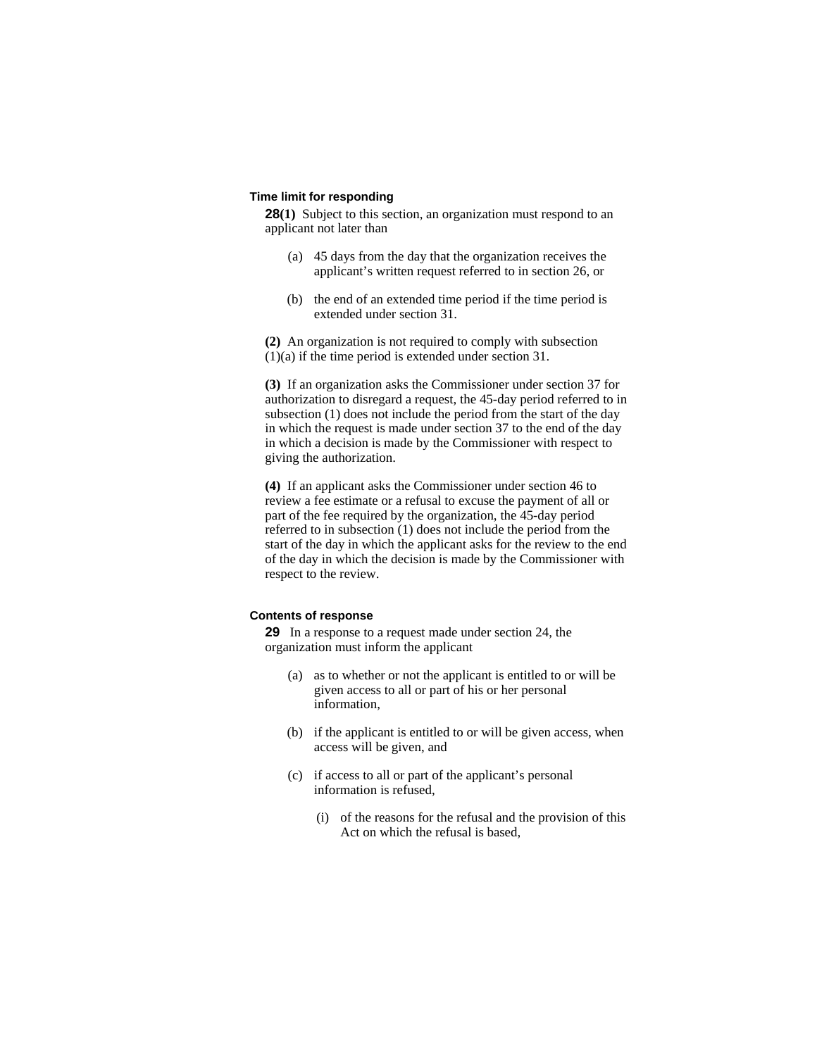### Time limit for responding

**28(1)** Subject to this section, an organization must respond to an applicant not later than

(a) 45 days from the day that the organization receives the applicant's written request referred to in section 26, or

(b) the end of an extended time period if the time period is extended under section 31.

**(2)** An organization is not required to comply with subsection (1)(a) if the time period is extended under section 31.

**(3)** If an organization asks the Commissioner under section 37 for authorization to disregard a request, the 45-day period referred to in subsection (1) does not include the period from the start of the day in which the request is made under section 37 to the end of the day in which a decision is made by the Commissioner with respect to giving the authorization.

**(4)** If an applicant asks the Commissioner under section 46 to review a fee estimate or a refusal to excuse the payment of all or part of the fee required by the organization, the 45-day period referred to in subsection (1) does not include the period from the start of the day in which the applicant asks for the review to the end of the day in which the decision is made by the Commissioner with respect to the review.

### Contents of response

**29** In a response to a request made under section 24, the organization must inform the applicant

(a) as to whether or not the applicant is entitled to or will be given access to all or part of his or her personal information,

(b) if the applicant is entitled to or will be given access, when access will be given, and

(c) if access to all or part of the applicant's personal information is refused,

(i) of the reasons for the refusal and the provision of this Act on which the refusal is based,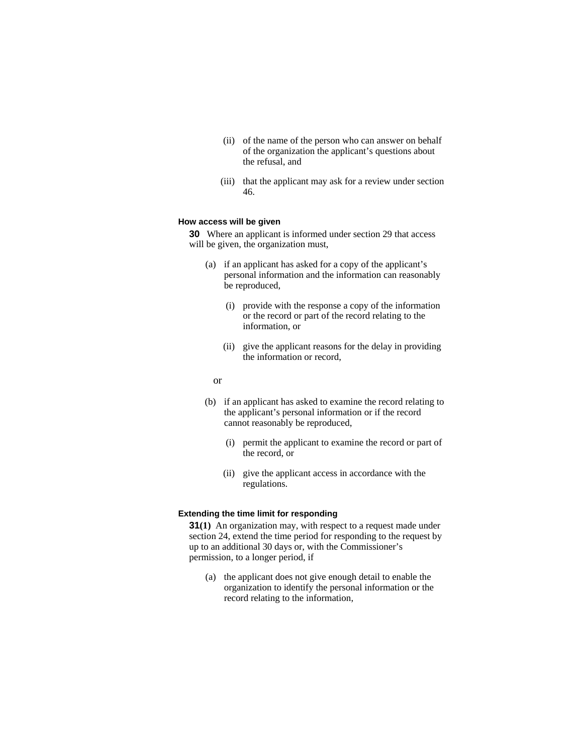(ii) of the name of the person who can answer on behalf of the organization the applicant's questions about the refusal, and

(iii) that the applicant may ask for a review under section 46.

#### How access will be given

**30** Where an applicant is informed under section 29 that access will be given, the organization must,

(a) if an applicant has asked for a copy of the applicant's personal information and the information can reasonably be reproduced,

(i) provide with the response a copy of the information or the record or part of the record relating to the information, or

(ii) give the applicant reasons for the delay in providing the information or record,

or

(b) if an applicant has asked to examine the record relating to the applicant's personal information or if the record cannot reasonably be reproduced,

(i) permit the applicant to examine the record or part of the record, or

(ii) give the applicant access in accordance with the regulations.

#### Extending the time limit for responding

**31(1)** An organization may, with respect to a request made under section 24, extend the time period for responding to the request by up to an additional 30 days or, with the Commissioner's permission, to a longer period, if

(a) the applicant does not give enough detail to enable the organization to identify the personal information or the record relating to the information,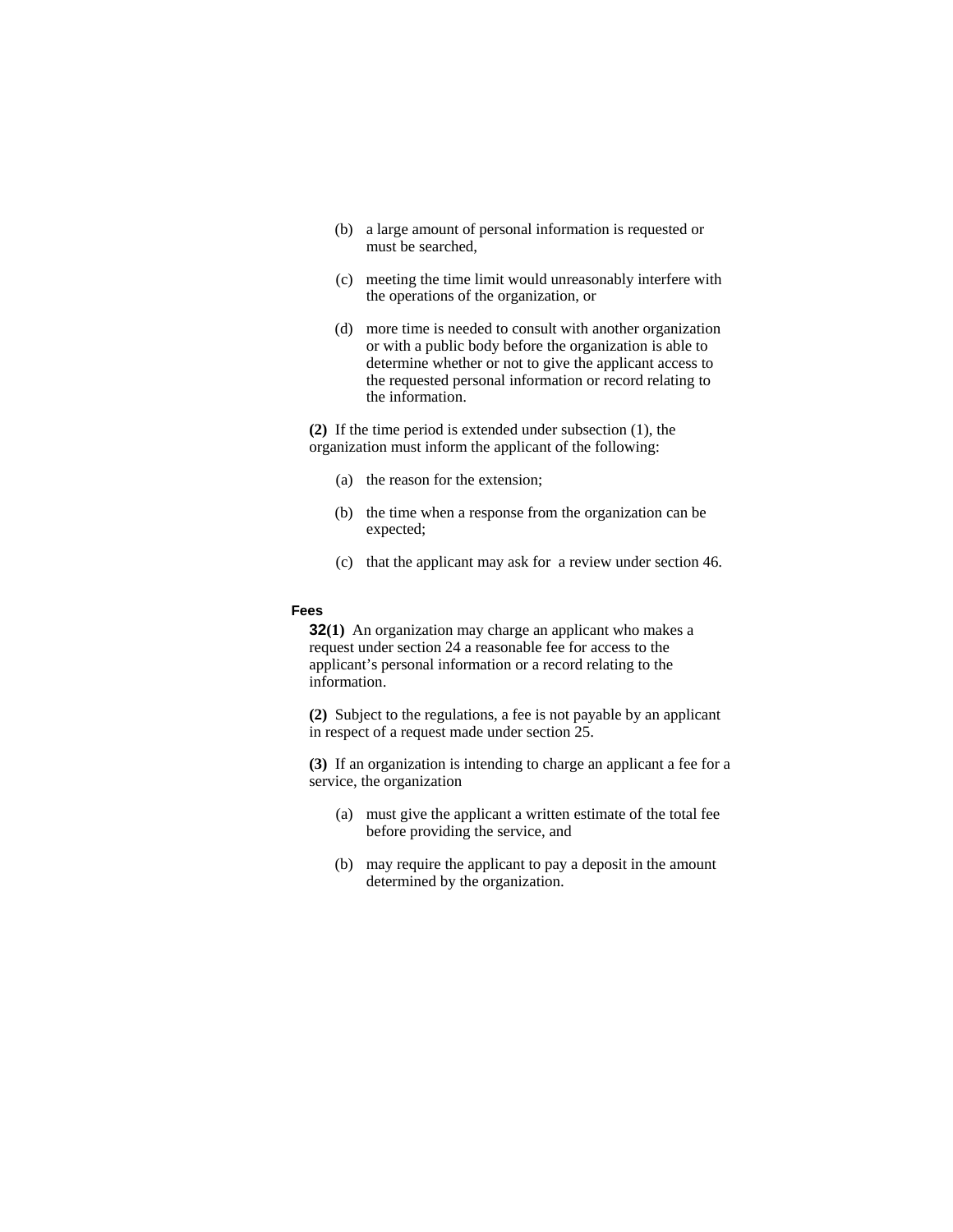(b) a large amount of personal information is requested or must be searched,

(c) meeting the time limit would unreasonably interfere with the operations of the organization, or

(d) more time is needed to consult with another organization or with a public body before the organization is able to determine whether or not to give the applicant access to the requested personal information or record relating to the information.

**(2)** If the time period is extended under subsection (1), the organization must inform the applicant of the following:

(a) the reason for the extension;

(b) the time when a response from the organization can be expected;

(c) that the applicant may ask for a review under section 46.

**Fees**

**32(1)** An organization may charge an applicant who makes a request under section 24 a reasonable fee for access to the applicant's personal information or a record relating to the information.

**(2)** Subject to the regulations, a fee is not payable by an applicant in respect of a request made under section 25.

**(3)** If an organization is intending to charge an applicant a fee for a service, the organization

(a) must give the applicant a written estimate of the total fee before providing the service, and

(b) may require the applicant to pay a deposit in the amount determined by the organization.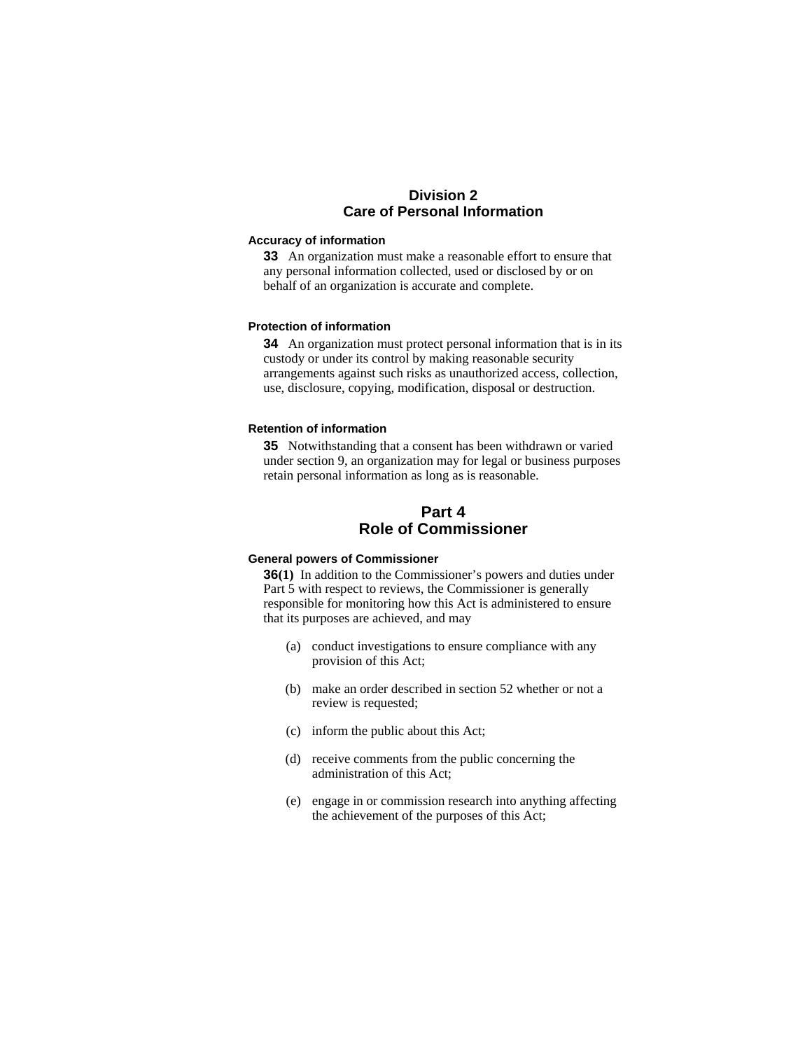## Division 2
## Care of Personal Information

#### Accuracy of information

**33** An organization must make a reasonable effort to ensure that any personal information collected, used or disclosed by or on behalf of an organization is accurate and complete.

#### Protection of information

**34** An organization must protect personal information that is in its custody or under its control by making reasonable security arrangements against such risks as unauthorized access, collection, use, disclosure, copying, modification, disposal or destruction.

#### Retention of information

**35** Notwithstanding that a consent has been withdrawn or varied under section 9, an organization may for legal or business purposes retain personal information as long as is reasonable.

# Part 4
# Role of Commissioner

#### General powers of Commissioner

**36(1)** In addition to the Commissioner's powers and duties under Part 5 with respect to reviews, the Commissioner is generally responsible for monitoring how this Act is administered to ensure that its purposes are achieved, and may

(a) conduct investigations to ensure compliance with any provision of this Act;

(b) make an order described in section 52 whether or not a review is requested;

(c) inform the public about this Act;

(d) receive comments from the public concerning the administration of this Act;

(e) engage in or commission research into anything affecting the achievement of the purposes of this Act;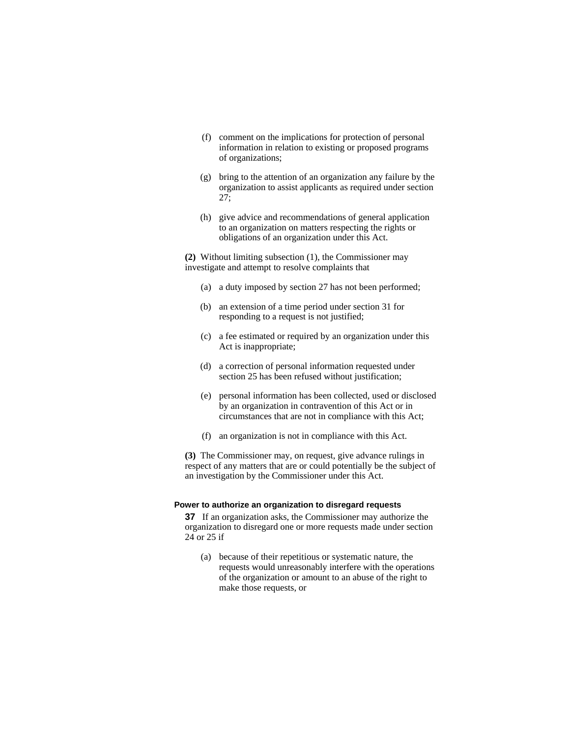(f) comment on the implications for protection of personal information in relation to existing or proposed programs of organizations;

(g) bring to the attention of an organization any failure by the organization to assist applicants as required under section 27;

(h) give advice and recommendations of general application to an organization on matters respecting the rights or obligations of an organization under this Act.

**(2)** Without limiting subsection (1), the Commissioner may investigate and attempt to resolve complaints that

(a) a duty imposed by section 27 has not been performed;

(b) an extension of a time period under section 31 for responding to a request is not justified;

(c) a fee estimated or required by an organization under this Act is inappropriate;

(d) a correction of personal information requested under section 25 has been refused without justification;

(e) personal information has been collected, used or disclosed by an organization in contravention of this Act or in circumstances that are not in compliance with this Act;

(f) an organization is not in compliance with this Act.

**(3)** The Commissioner may, on request, give advance rulings in respect of any matters that are or could potentially be the subject of an investigation by the Commissioner under this Act.

### Power to authorize an organization to disregard requests

**37** If an organization asks, the Commissioner may authorize the organization to disregard one or more requests made under section 24 or 25 if

(a) because of their repetitious or systematic nature, the requests would unreasonably interfere with the operations of the organization or amount to an abuse of the right to make those requests, or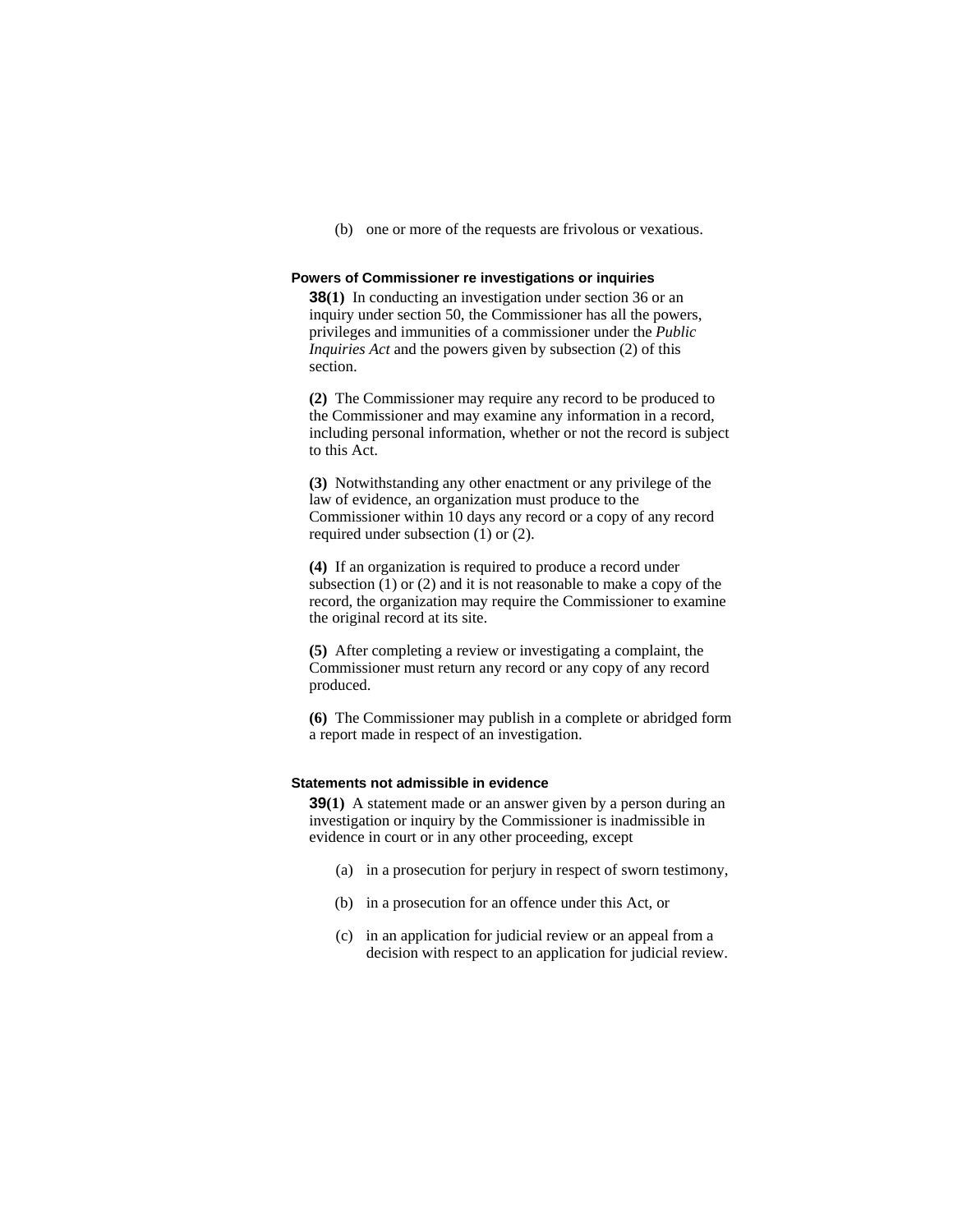(b) one or more of the requests are frivolous or vexatious.

### Powers of Commissioner re investigations or inquiries

**38(1)** In conducting an investigation under section 36 or an inquiry under section 50, the Commissioner has all the powers, privileges and immunities of a commissioner under the *Public Inquiries Act* and the powers given by subsection (2) of this section.

**(2)** The Commissioner may require any record to be produced to the Commissioner and may examine any information in a record, including personal information, whether or not the record is subject to this Act.

**(3)** Notwithstanding any other enactment or any privilege of the law of evidence, an organization must produce to the Commissioner within 10 days any record or a copy of any record required under subsection (1) or (2).

**(4)** If an organization is required to produce a record under subsection (1) or (2) and it is not reasonable to make a copy of the record, the organization may require the Commissioner to examine the original record at its site.

**(5)** After completing a review or investigating a complaint, the Commissioner must return any record or any copy of any record produced.

**(6)** The Commissioner may publish in a complete or abridged form a report made in respect of an investigation.

### Statements not admissible in evidence

**39(1)** A statement made or an answer given by a person during an investigation or inquiry by the Commissioner is inadmissible in evidence in court or in any other proceeding, except

(a) in a prosecution for perjury in respect of sworn testimony,

(b) in a prosecution for an offence under this Act, or

(c) in an application for judicial review or an appeal from a decision with respect to an application for judicial review.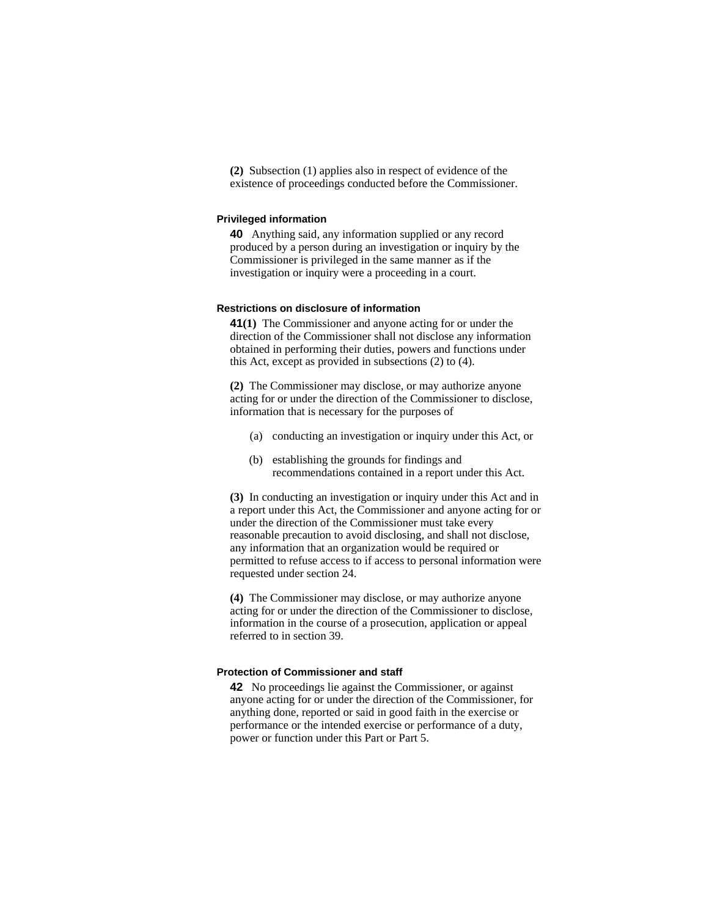**(2)** Subsection (1) applies also in respect of evidence of the existence of proceedings conducted before the Commissioner.

#### Privileged information

**40** Anything said, any information supplied or any record produced by a person during an investigation or inquiry by the Commissioner is privileged in the same manner as if the investigation or inquiry were a proceeding in a court.

#### Restrictions on disclosure of information

**41(1)** The Commissioner and anyone acting for or under the direction of the Commissioner shall not disclose any information obtained in performing their duties, powers and functions under this Act, except as provided in subsections (2) to (4).

**(2)** The Commissioner may disclose, or may authorize anyone acting for or under the direction of the Commissioner to disclose, information that is necessary for the purposes of

(a) conducting an investigation or inquiry under this Act, or

(b) establishing the grounds for findings and recommendations contained in a report under this Act.

**(3)** In conducting an investigation or inquiry under this Act and in a report under this Act, the Commissioner and anyone acting for or under the direction of the Commissioner must take every reasonable precaution to avoid disclosing, and shall not disclose, any information that an organization would be required or permitted to refuse access to if access to personal information were requested under section 24.

**(4)** The Commissioner may disclose, or may authorize anyone acting for or under the direction of the Commissioner to disclose, information in the course of a prosecution, application or appeal referred to in section 39.

#### Protection of Commissioner and staff

**42** No proceedings lie against the Commissioner, or against anyone acting for or under the direction of the Commissioner, for anything done, reported or said in good faith in the exercise or performance or the intended exercise or performance of a duty, power or function under this Part or Part 5.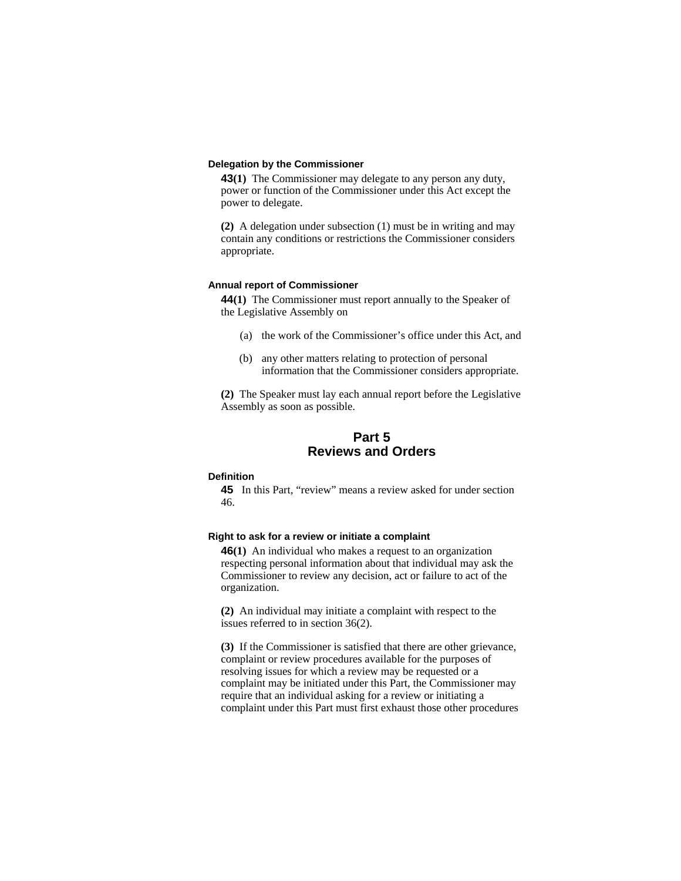#### Delegation by the Commissioner

**43(1)** The Commissioner may delegate to any person any duty, power or function of the Commissioner under this Act except the power to delegate.

**(2)** A delegation under subsection (1) must be in writing and may contain any conditions or restrictions the Commissioner considers appropriate.

#### Annual report of Commissioner

**44(1)** The Commissioner must report annually to the Speaker of the Legislative Assembly on

- (a) the work of the Commissioner's office under this Act, and
- (b) any other matters relating to protection of personal information that the Commissioner considers appropriate.

**(2)** The Speaker must lay each annual report before the Legislative Assembly as soon as possible.

## Part 5
## Reviews and Orders

#### Definition

**45** In this Part, "review" means a review asked for under section 46.

#### Right to ask for a review or initiate a complaint

**46(1)** An individual who makes a request to an organization respecting personal information about that individual may ask the Commissioner to review any decision, act or failure to act of the organization.

**(2)** An individual may initiate a complaint with respect to the issues referred to in section 36(2).

**(3)** If the Commissioner is satisfied that there are other grievance, complaint or review procedures available for the purposes of resolving issues for which a review may be requested or a complaint may be initiated under this Part, the Commissioner may require that an individual asking for a review or initiating a complaint under this Part must first exhaust those other procedures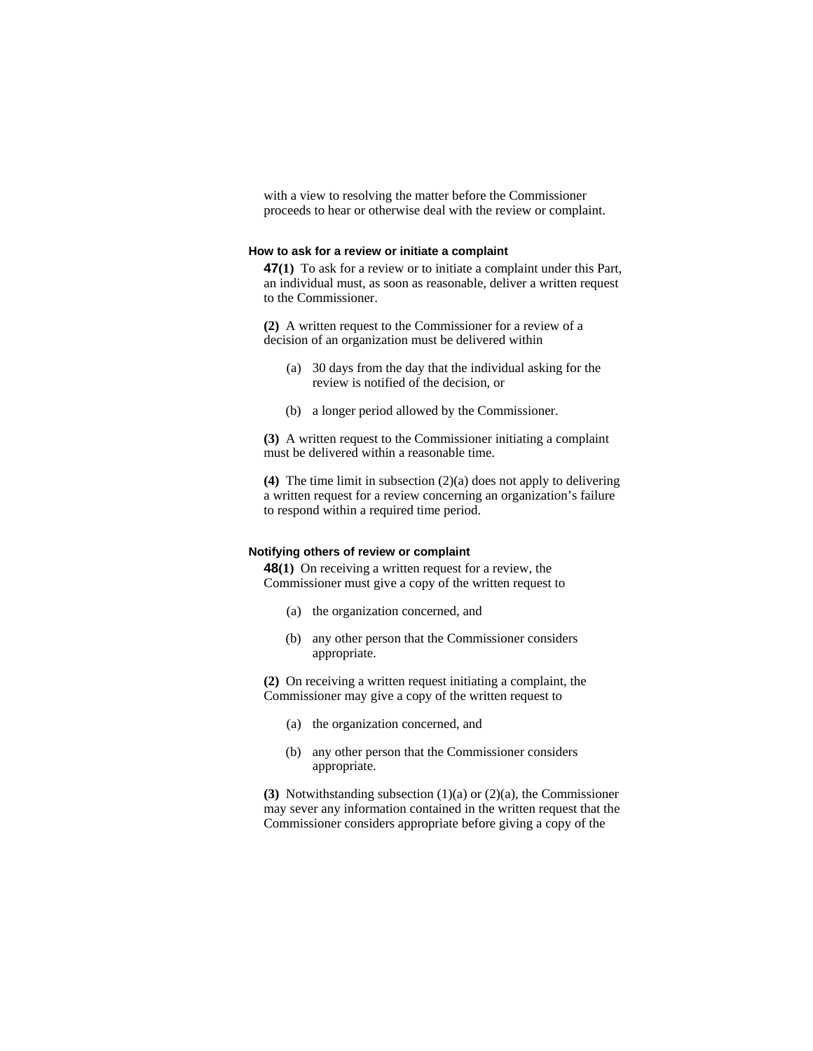with a view to resolving the matter before the Commissioner proceeds to hear or otherwise deal with the review or complaint.

### How to ask for a review or initiate a complaint

**47(1)** To ask for a review or to initiate a complaint under this Part, an individual must, as soon as reasonable, deliver a written request to the Commissioner.

**(2)** A written request to the Commissioner for a review of a decision of an organization must be delivered within

(a) 30 days from the day that the individual asking for the review is notified of the decision, or

(b) a longer period allowed by the Commissioner.

**(3)** A written request to the Commissioner initiating a complaint must be delivered within a reasonable time.

**(4)** The time limit in subsection (2)(a) does not apply to delivering a written request for a review concerning an organization's failure to respond within a required time period.

### Notifying others of review or complaint

**48(1)** On receiving a written request for a review, the Commissioner must give a copy of the written request to

(a) the organization concerned, and

(b) any other person that the Commissioner considers appropriate.

**(2)** On receiving a written request initiating a complaint, the Commissioner may give a copy of the written request to

(a) the organization concerned, and

(b) any other person that the Commissioner considers appropriate.

**(3)** Notwithstanding subsection (1)(a) or (2)(a), the Commissioner may sever any information contained in the written request that the Commissioner considers appropriate before giving a copy of the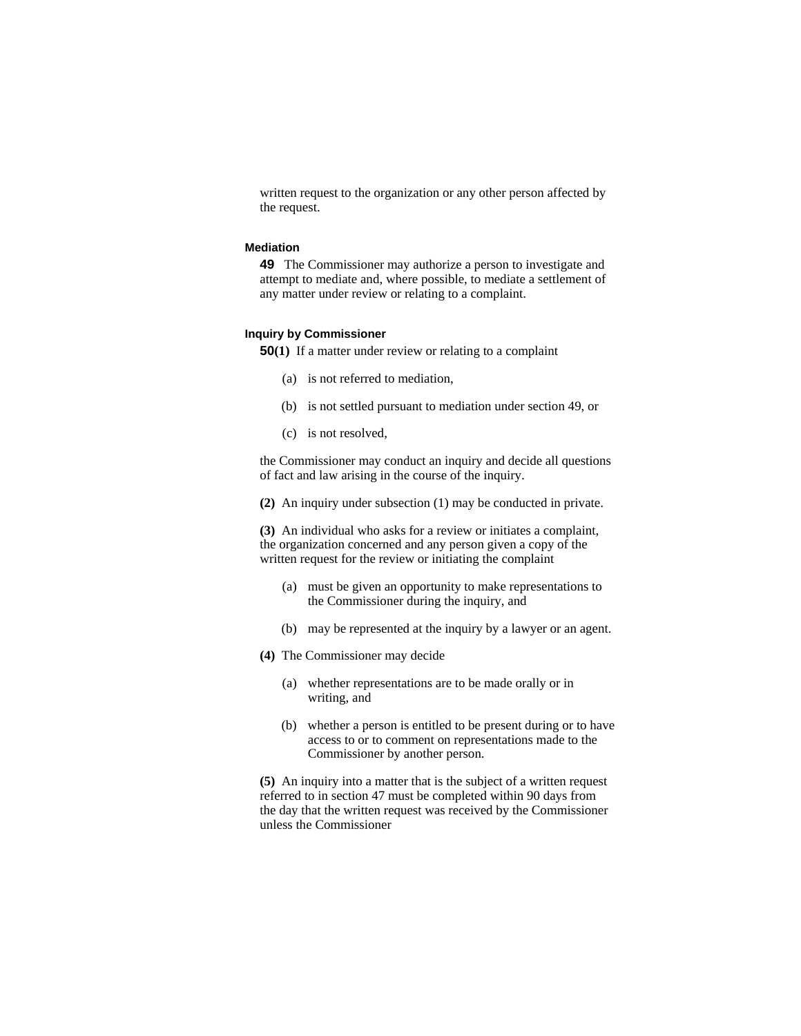written request to the organization or any other person affected by the request.

### Mediation

**49** The Commissioner may authorize a person to investigate and attempt to mediate and, where possible, to mediate a settlement of any matter under review or relating to a complaint.

### Inquiry by Commissioner

**50(1)** If a matter under review or relating to a complaint

- (a) is not referred to mediation,
- (b) is not settled pursuant to mediation under section 49, or
- (c) is not resolved,

the Commissioner may conduct an inquiry and decide all questions of fact and law arising in the course of the inquiry.

**(2)** An inquiry under subsection (1) may be conducted in private.

**(3)** An individual who asks for a review or initiates a complaint, the organization concerned and any person given a copy of the written request for the review or initiating the complaint

- (a) must be given an opportunity to make representations to the Commissioner during the inquiry, and
- (b) may be represented at the inquiry by a lawyer or an agent.

**(4)** The Commissioner may decide

- (a) whether representations are to be made orally or in writing, and
- (b) whether a person is entitled to be present during or to have access to or to comment on representations made to the Commissioner by another person.

**(5)** An inquiry into a matter that is the subject of a written request referred to in section 47 must be completed within 90 days from the day that the written request was received by the Commissioner unless the Commissioner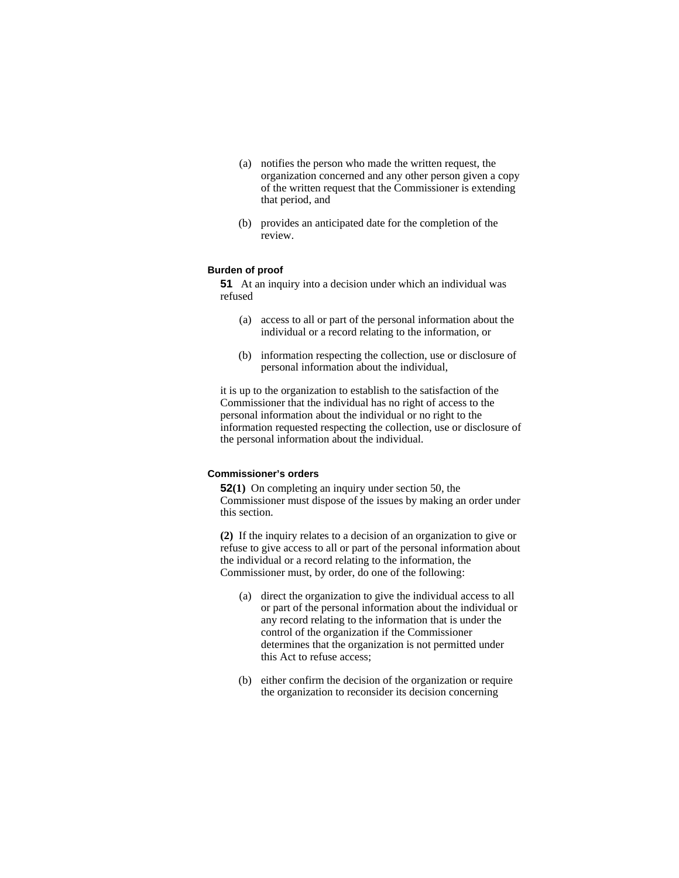(a) notifies the person who made the written request, the organization concerned and any other person given a copy of the written request that the Commissioner is extending that period, and

(b) provides an anticipated date for the completion of the review.

**Burden of proof**

**51** At an inquiry into a decision under which an individual was refused

(a) access to all or part of the personal information about the individual or a record relating to the information, or

(b) information respecting the collection, use or disclosure of personal information about the individual,

it is up to the organization to establish to the satisfaction of the Commissioner that the individual has no right of access to the personal information about the individual or no right to the information requested respecting the collection, use or disclosure of the personal information about the individual.

**Commissioner's orders**

**52(1)** On completing an inquiry under section 50, the Commissioner must dispose of the issues by making an order under this section.

**(2)** If the inquiry relates to a decision of an organization to give or refuse to give access to all or part of the personal information about the individual or a record relating to the information, the Commissioner must, by order, do one of the following:

(a) direct the organization to give the individual access to all or part of the personal information about the individual or any record relating to the information that is under the control of the organization if the Commissioner determines that the organization is not permitted under this Act to refuse access;

(b) either confirm the decision of the organization or require the organization to reconsider its decision concerning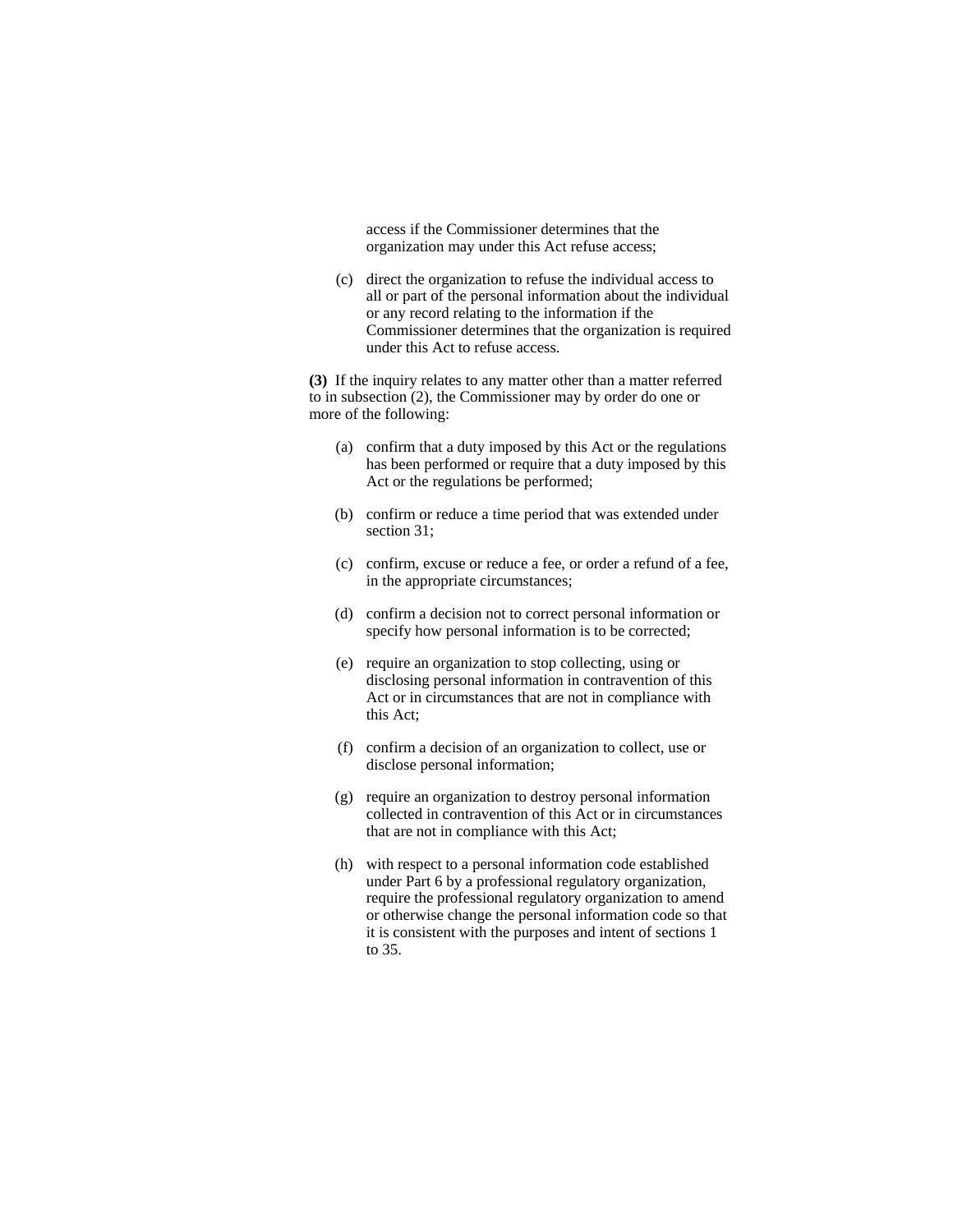access if the Commissioner determines that the organization may under this Act refuse access;

(c) direct the organization to refuse the individual access to all or part of the personal information about the individual or any record relating to the information if the Commissioner determines that the organization is required under this Act to refuse access.

**(3)** If the inquiry relates to any matter other than a matter referred to in subsection (2), the Commissioner may by order do one or more of the following:

(a) confirm that a duty imposed by this Act or the regulations has been performed or require that a duty imposed by this Act or the regulations be performed;

(b) confirm or reduce a time period that was extended under section 31;

(c) confirm, excuse or reduce a fee, or order a refund of a fee, in the appropriate circumstances;

(d) confirm a decision not to correct personal information or specify how personal information is to be corrected;

(e) require an organization to stop collecting, using or disclosing personal information in contravention of this Act or in circumstances that are not in compliance with this Act;

(f) confirm a decision of an organization to collect, use or disclose personal information;

(g) require an organization to destroy personal information collected in contravention of this Act or in circumstances that are not in compliance with this Act;

(h) with respect to a personal information code established under Part 6 by a professional regulatory organization, require the professional regulatory organization to amend or otherwise change the personal information code so that it is consistent with the purposes and intent of sections 1 to 35.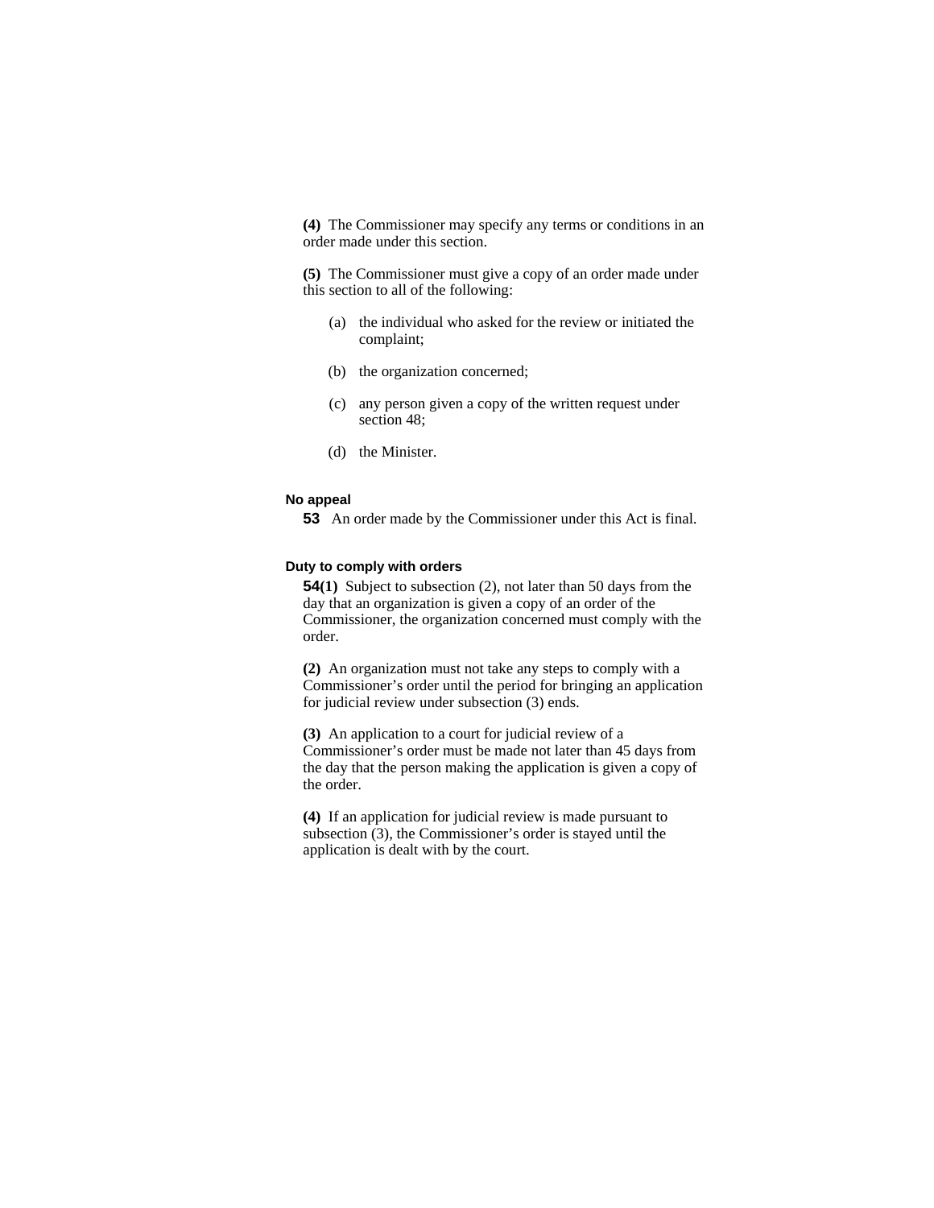**(4)** The Commissioner may specify any terms or conditions in an order made under this section.

**(5)** The Commissioner must give a copy of an order made under this section to all of the following:

(a) the individual who asked for the review or initiated the complaint;

(b) the organization concerned;

(c) any person given a copy of the written request under section 48;

(d) the Minister.

**No appeal**

**53** An order made by the Commissioner under this Act is final.

**Duty to comply with orders**

**54(1)** Subject to subsection (2), not later than 50 days from the day that an organization is given a copy of an order of the Commissioner, the organization concerned must comply with the order.

**(2)** An organization must not take any steps to comply with a Commissioner's order until the period for bringing an application for judicial review under subsection (3) ends.

**(3)** An application to a court for judicial review of a Commissioner's order must be made not later than 45 days from the day that the person making the application is given a copy of the order.

**(4)** If an application for judicial review is made pursuant to subsection (3), the Commissioner's order is stayed until the application is dealt with by the court.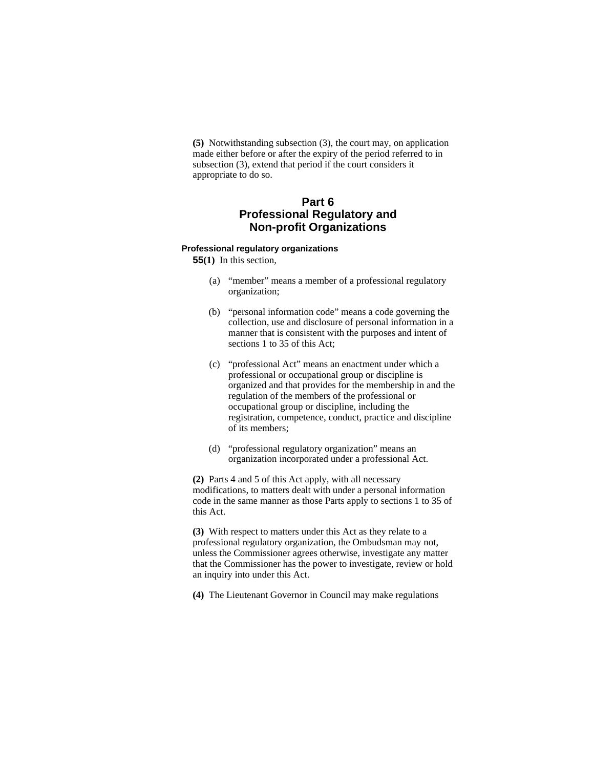**(5)** Notwithstanding subsection (3), the court may, on application made either before or after the expiry of the period referred to in subsection (3), extend that period if the court considers it appropriate to do so.

# Part 6
# Professional Regulatory and Non-profit Organizations

### Professional regulatory organizations

**55(1)** In this section,

(a) "member" means a member of a professional regulatory organization;

(b) "personal information code" means a code governing the collection, use and disclosure of personal information in a manner that is consistent with the purposes and intent of sections 1 to 35 of this Act;

(c) "professional Act" means an enactment under which a professional or occupational group or discipline is organized and that provides for the membership in and the regulation of the members of the professional or occupational group or discipline, including the registration, competence, conduct, practice and discipline of its members;

(d) "professional regulatory organization" means an organization incorporated under a professional Act.

**(2)** Parts 4 and 5 of this Act apply, with all necessary modifications, to matters dealt with under a personal information code in the same manner as those Parts apply to sections 1 to 35 of this Act.

**(3)** With respect to matters under this Act as they relate to a professional regulatory organization, the Ombudsman may not, unless the Commissioner agrees otherwise, investigate any matter that the Commissioner has the power to investigate, review or hold an inquiry into under this Act.

**(4)** The Lieutenant Governor in Council may make regulations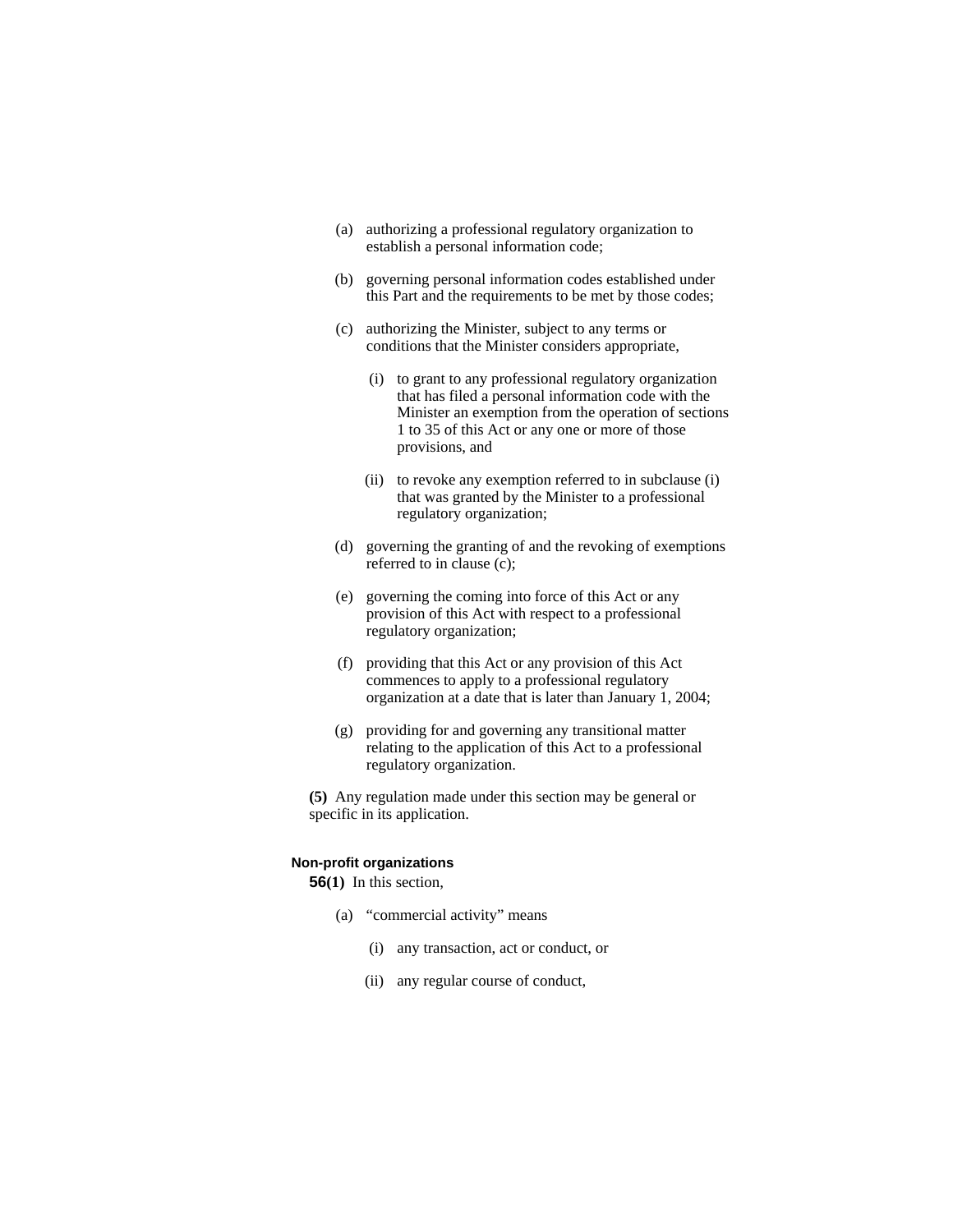(a) authorizing a professional regulatory organization to establish a personal information code;

(b) governing personal information codes established under this Part and the requirements to be met by those codes;

(c) authorizing the Minister, subject to any terms or conditions that the Minister considers appropriate,

   (i) to grant to any professional regulatory organization that has filed a personal information code with the Minister an exemption from the operation of sections 1 to 35 of this Act or any one or more of those provisions, and

   (ii) to revoke any exemption referred to in subclause (i) that was granted by the Minister to a professional regulatory organization;

(d) governing the granting of and the revoking of exemptions referred to in clause (c);

(e) governing the coming into force of this Act or any provision of this Act with respect to a professional regulatory organization;

(f) providing that this Act or any provision of this Act commences to apply to a professional regulatory organization at a date that is later than January 1, 2004;

(g) providing for and governing any transitional matter relating to the application of this Act to a professional regulatory organization.

**(5)** Any regulation made under this section may be general or specific in its application.

#### Non-profit organizations

**56(1)** In this section,

(a) “commercial activity” means

   (i) any transaction, act or conduct, or

   (ii) any regular course of conduct,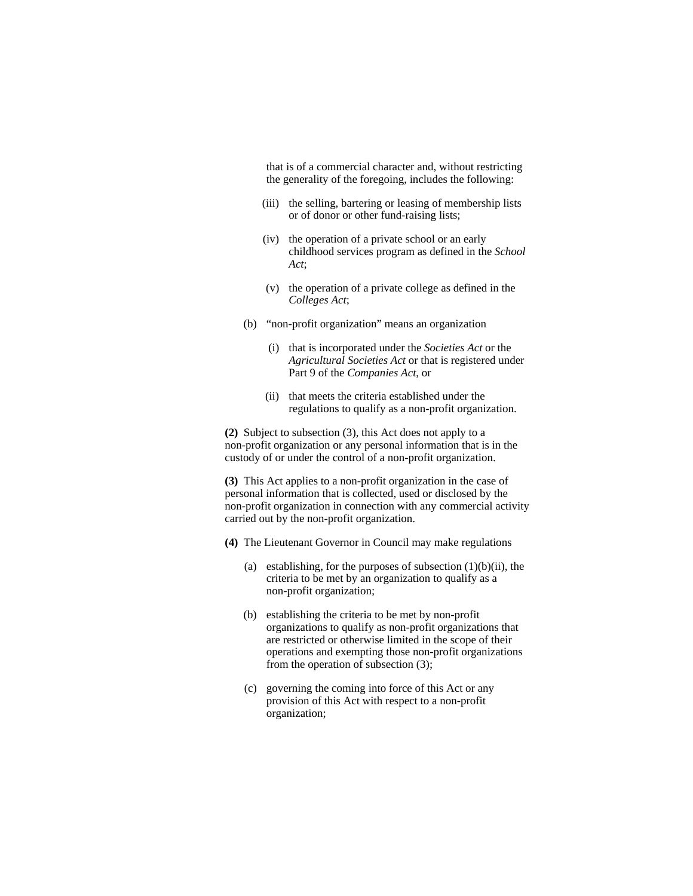that is of a commercial character and, without restricting the generality of the foregoing, includes the following:

(iii) the selling, bartering or leasing of membership lists or of donor or other fund-raising lists;

(iv) the operation of a private school or an early childhood services program as defined in the *School Act*;

(v) the operation of a private college as defined in the *Colleges Act*;

(b) “non-profit organization” means an organization

(i) that is incorporated under the *Societies Act* or the *Agricultural Societies Act* or that is registered under Part 9 of the *Companies Act*, or

(ii) that meets the criteria established under the regulations to qualify as a non-profit organization.

**(2)** Subject to subsection (3), this Act does not apply to a non-profit organization or any personal information that is in the custody of or under the control of a non-profit organization.

**(3)** This Act applies to a non-profit organization in the case of personal information that is collected, used or disclosed by the non-profit organization in connection with any commercial activity carried out by the non-profit organization.

**(4)** The Lieutenant Governor in Council may make regulations

(a) establishing, for the purposes of subsection (1)(b)(ii), the criteria to be met by an organization to qualify as a non-profit organization;

(b) establishing the criteria to be met by non-profit organizations to qualify as non-profit organizations that are restricted or otherwise limited in the scope of their operations and exempting those non-profit organizations from the operation of subsection (3);

(c) governing the coming into force of this Act or any provision of this Act with respect to a non-profit organization;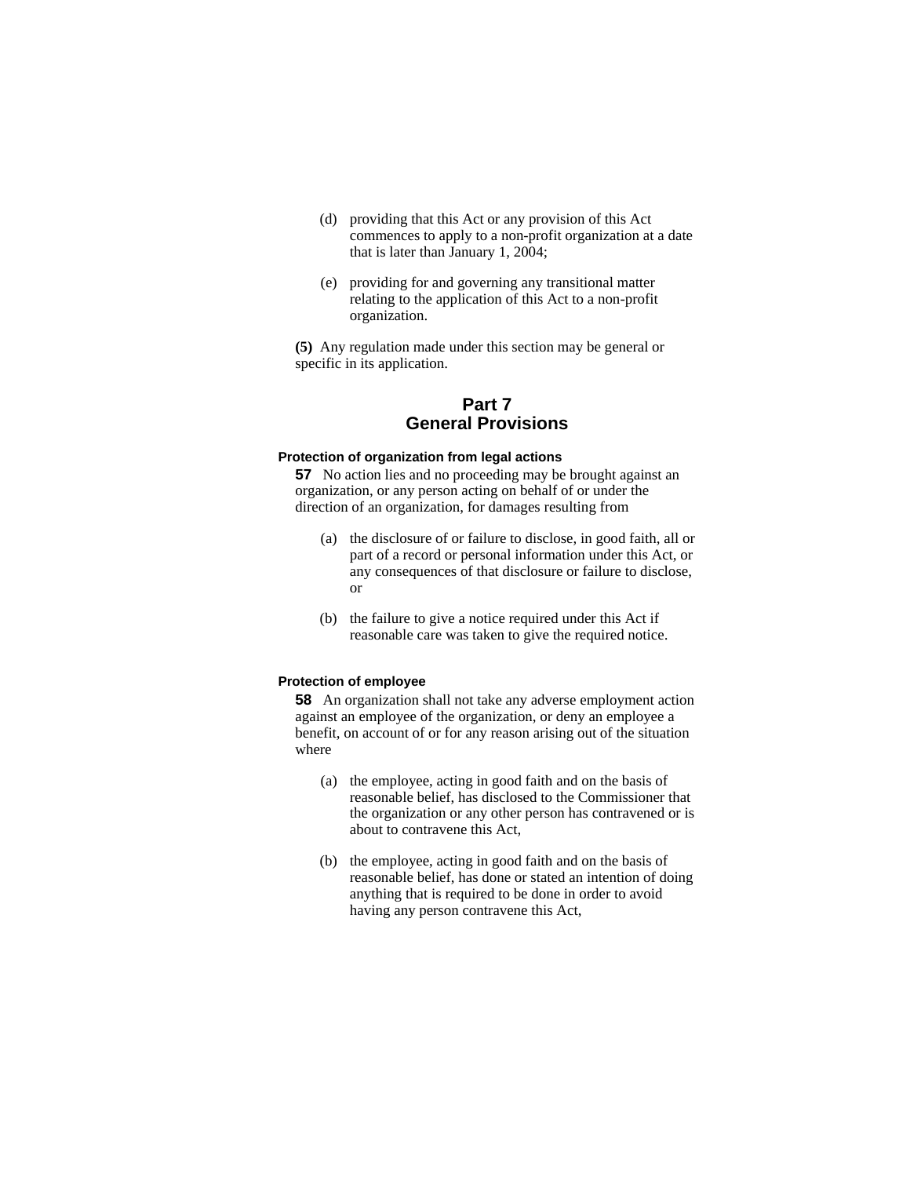(d) providing that this Act or any provision of this Act commences to apply to a non-profit organization at a date that is later than January 1, 2004;

(e) providing for and governing any transitional matter relating to the application of this Act to a non-profit organization.

**(5)** Any regulation made under this section may be general or specific in its application.

# Part 7
# General Provisions

#### Protection of organization from legal actions

**57** No action lies and no proceeding may be brought against an organization, or any person acting on behalf of or under the direction of an organization, for damages resulting from

(a) the disclosure of or failure to disclose, in good faith, all or part of a record or personal information under this Act, or any consequences of that disclosure or failure to disclose, or

(b) the failure to give a notice required under this Act if reasonable care was taken to give the required notice.

#### Protection of employee

**58** An organization shall not take any adverse employment action against an employee of the organization, or deny an employee a benefit, on account of or for any reason arising out of the situation where

(a) the employee, acting in good faith and on the basis of reasonable belief, has disclosed to the Commissioner that the organization or any other person has contravened or is about to contravene this Act,

(b) the employee, acting in good faith and on the basis of reasonable belief, has done or stated an intention of doing anything that is required to be done in order to avoid having any person contravene this Act,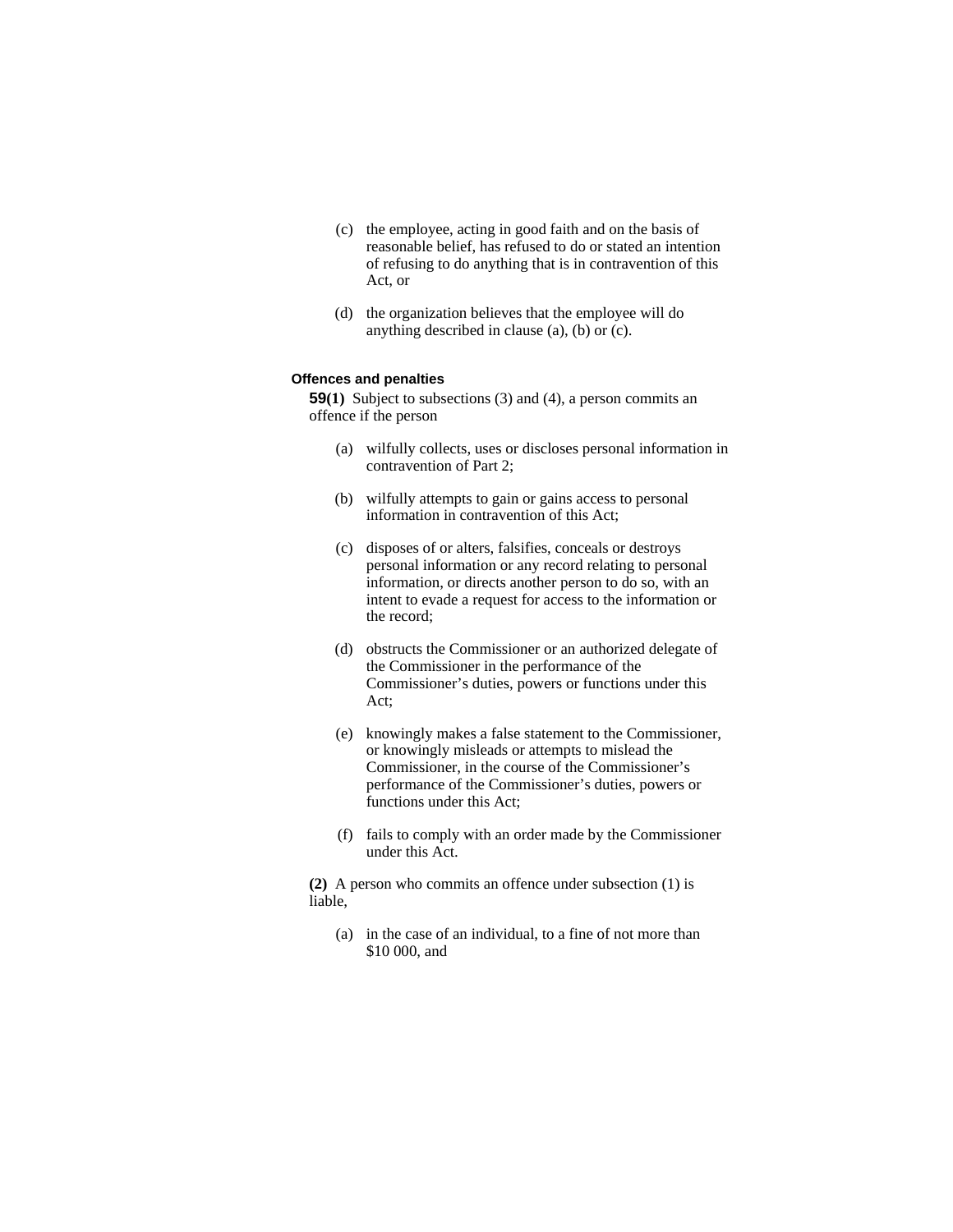(c) the employee, acting in good faith and on the basis of reasonable belief, has refused to do or stated an intention of refusing to do anything that is in contravention of this Act, or

(d) the organization believes that the employee will do anything described in clause (a), (b) or (c).

**Offences and penalties**

**59(1)** Subject to subsections (3) and (4), a person commits an offence if the person

(a) wilfully collects, uses or discloses personal information in contravention of Part 2;

(b) wilfully attempts to gain or gains access to personal information in contravention of this Act;

(c) disposes of or alters, falsifies, conceals or destroys personal information or any record relating to personal information, or directs another person to do so, with an intent to evade a request for access to the information or the record;

(d) obstructs the Commissioner or an authorized delegate of the Commissioner in the performance of the Commissioner's duties, powers or functions under this Act;

(e) knowingly makes a false statement to the Commissioner, or knowingly misleads or attempts to mislead the Commissioner, in the course of the Commissioner's performance of the Commissioner's duties, powers or functions under this Act;

(f) fails to comply with an order made by the Commissioner under this Act.

**(2)** A person who commits an offence under subsection (1) is liable,

(a) in the case of an individual, to a fine of not more than $10 000, and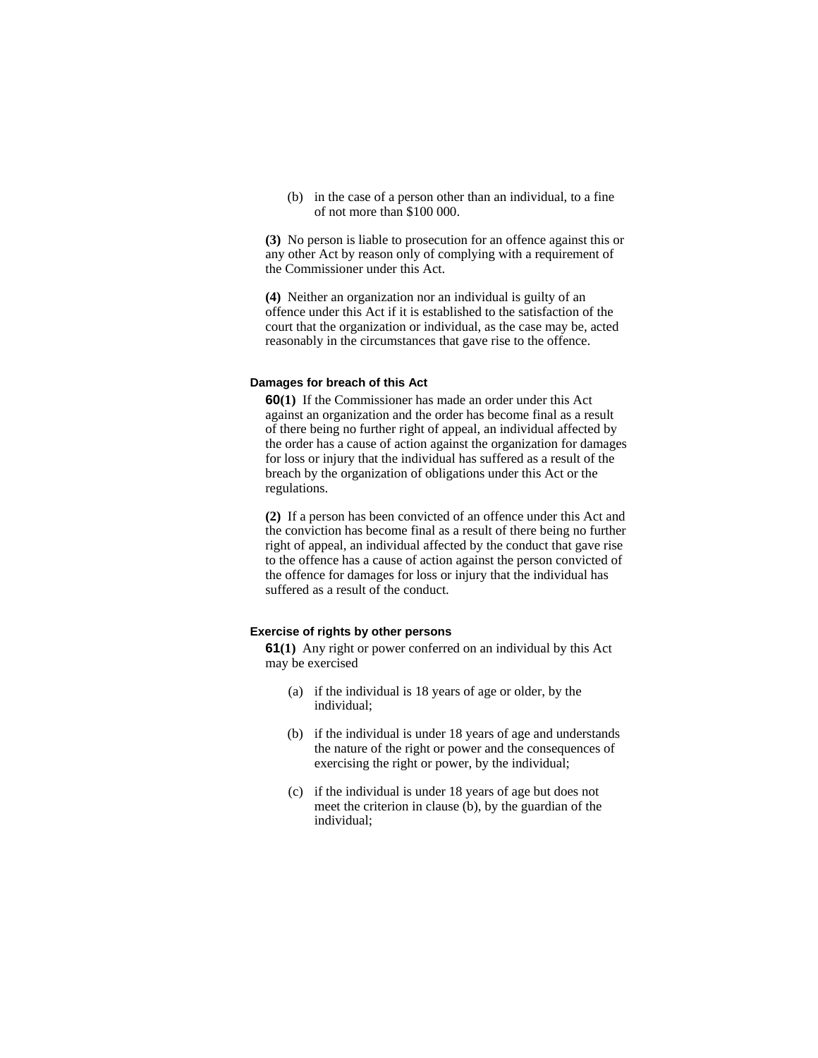(b) in the case of a person other than an individual, to a fine of not more than $100 000.

**(3)** No person is liable to prosecution for an offence against this or any other Act by reason only of complying with a requirement of the Commissioner under this Act.

**(4)** Neither an organization nor an individual is guilty of an offence under this Act if it is established to the satisfaction of the court that the organization or individual, as the case may be, acted reasonably in the circumstances that gave rise to the offence.

### Damages for breach of this Act

**60(1)** If the Commissioner has made an order under this Act against an organization and the order has become final as a result of there being no further right of appeal, an individual affected by the order has a cause of action against the organization for damages for loss or injury that the individual has suffered as a result of the breach by the organization of obligations under this Act or the regulations.

**(2)** If a person has been convicted of an offence under this Act and the conviction has become final as a result of there being no further right of appeal, an individual affected by the conduct that gave rise to the offence has a cause of action against the person convicted of the offence for damages for loss or injury that the individual has suffered as a result of the conduct.

### Exercise of rights by other persons

**61(1)** Any right or power conferred on an individual by this Act may be exercised

(a) if the individual is 18 years of age or older, by the individual;

(b) if the individual is under 18 years of age and understands the nature of the right or power and the consequences of exercising the right or power, by the individual;

(c) if the individual is under 18 years of age but does not meet the criterion in clause (b), by the guardian of the individual;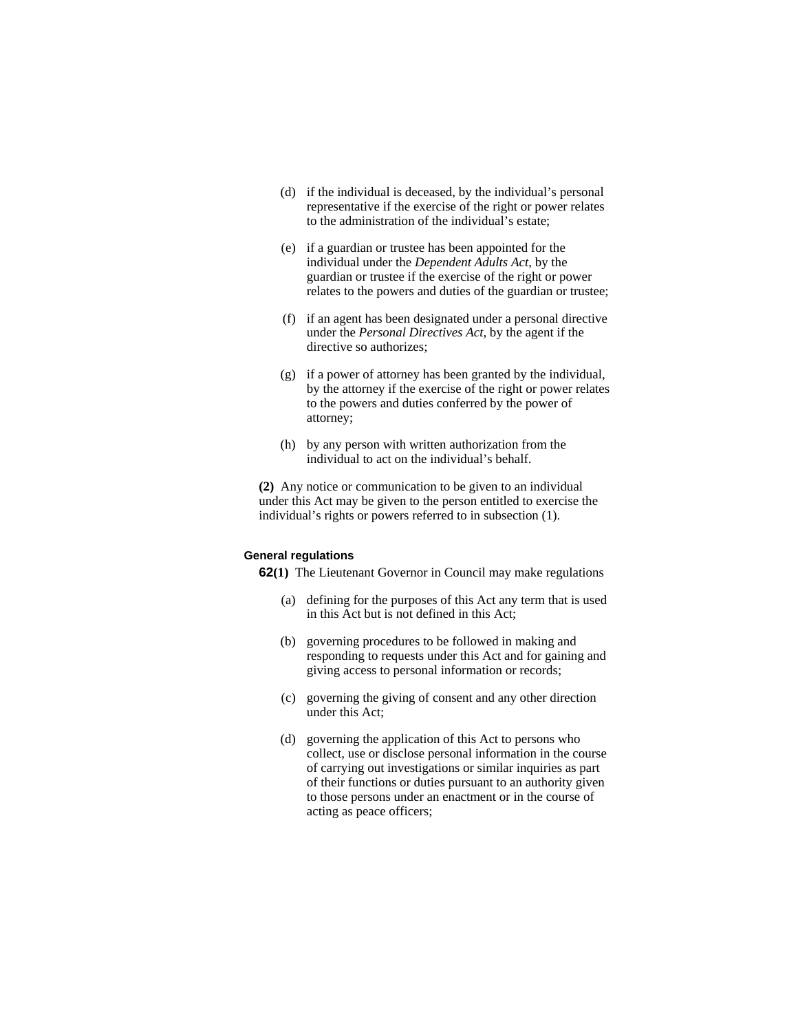(d) if the individual is deceased, by the individual's personal representative if the exercise of the right or power relates to the administration of the individual's estate;

(e) if a guardian or trustee has been appointed for the individual under the *Dependent Adults Act*, by the guardian or trustee if the exercise of the right or power relates to the powers and duties of the guardian or trustee;

(f) if an agent has been designated under a personal directive under the *Personal Directives Act*, by the agent if the directive so authorizes;

(g) if a power of attorney has been granted by the individual, by the attorney if the exercise of the right or power relates to the powers and duties conferred by the power of attorney;

(h) by any person with written authorization from the individual to act on the individual's behalf.

**(2)** Any notice or communication to be given to an individual under this Act may be given to the person entitled to exercise the individual's rights or powers referred to in subsection (1).

#### General regulations

**62(1)** The Lieutenant Governor in Council may make regulations

(a) defining for the purposes of this Act any term that is used in this Act but is not defined in this Act;

(b) governing procedures to be followed in making and responding to requests under this Act and for gaining and giving access to personal information or records;

(c) governing the giving of consent and any other direction under this Act;

(d) governing the application of this Act to persons who collect, use or disclose personal information in the course of carrying out investigations or similar inquiries as part of their functions or duties pursuant to an authority given to those persons under an enactment or in the course of acting as peace officers;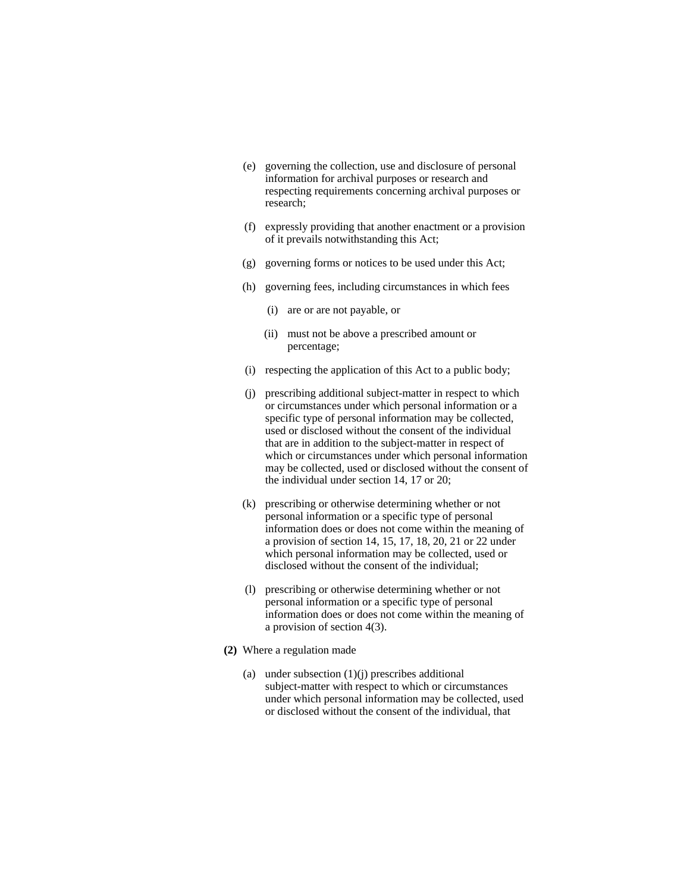(e) governing the collection, use and disclosure of personal information for archival purposes or research and respecting requirements concerning archival purposes or research;

(f) expressly providing that another enactment or a provision of it prevails notwithstanding this Act;

(g) governing forms or notices to be used under this Act;

(h) governing fees, including circumstances in which fees

  (i) are or are not payable, or

  (ii) must not be above a prescribed amount or percentage;

(i) respecting the application of this Act to a public body;

(j) prescribing additional subject-matter in respect to which or circumstances under which personal information or a specific type of personal information may be collected, used or disclosed without the consent of the individual that are in addition to the subject-matter in respect of which or circumstances under which personal information may be collected, used or disclosed without the consent of the individual under section 14, 17 or 20;

(k) prescribing or otherwise determining whether or not personal information or a specific type of personal information does or does not come within the meaning of a provision of section 14, 15, 17, 18, 20, 21 or 22 under which personal information may be collected, used or disclosed without the consent of the individual;

(l) prescribing or otherwise determining whether or not personal information or a specific type of personal information does or does not come within the meaning of a provision of section 4(3).

**(2)** Where a regulation made

(a) under subsection (1)(j) prescribes additional subject-matter with respect to which or circumstances under which personal information may be collected, used or disclosed without the consent of the individual, that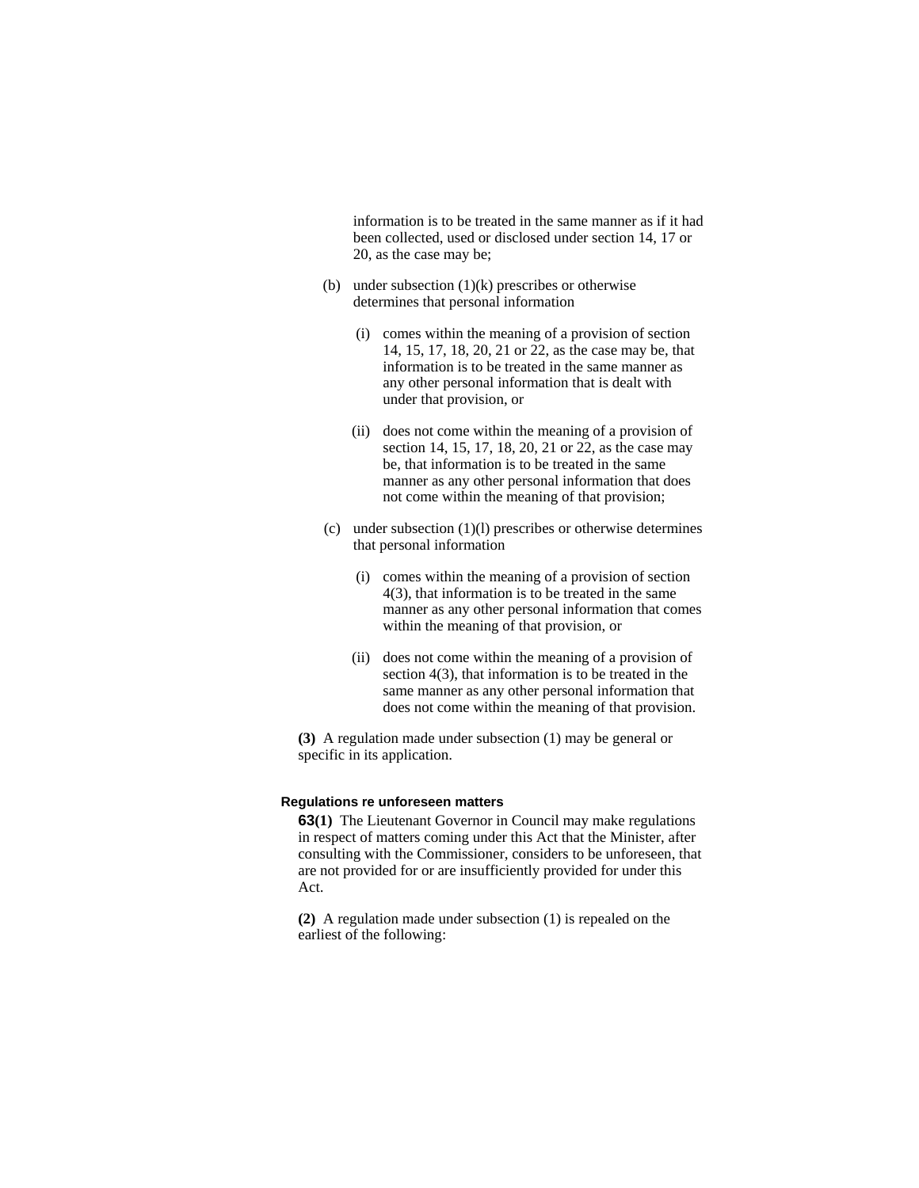information is to be treated in the same manner as if it had been collected, used or disclosed under section 14, 17 or 20, as the case may be;

(b) under subsection (1)(k) prescribes or otherwise determines that personal information

(i) comes within the meaning of a provision of section 14, 15, 17, 18, 20, 21 or 22, as the case may be, that information is to be treated in the same manner as any other personal information that is dealt with under that provision, or

(ii) does not come within the meaning of a provision of section 14, 15, 17, 18, 20, 21 or 22, as the case may be, that information is to be treated in the same manner as any other personal information that does not come within the meaning of that provision;

(c) under subsection (1)(l) prescribes or otherwise determines that personal information

(i) comes within the meaning of a provision of section 4(3), that information is to be treated in the same manner as any other personal information that comes within the meaning of that provision, or

(ii) does not come within the meaning of a provision of section 4(3), that information is to be treated in the same manner as any other personal information that does not come within the meaning of that provision.

**(3)** A regulation made under subsection (1) may be general or specific in its application.

#### Regulations re unforeseen matters

**63(1)** The Lieutenant Governor in Council may make regulations in respect of matters coming under this Act that the Minister, after consulting with the Commissioner, considers to be unforeseen, that are not provided for or are insufficiently provided for under this Act.

**(2)** A regulation made under subsection (1) is repealed on the earliest of the following: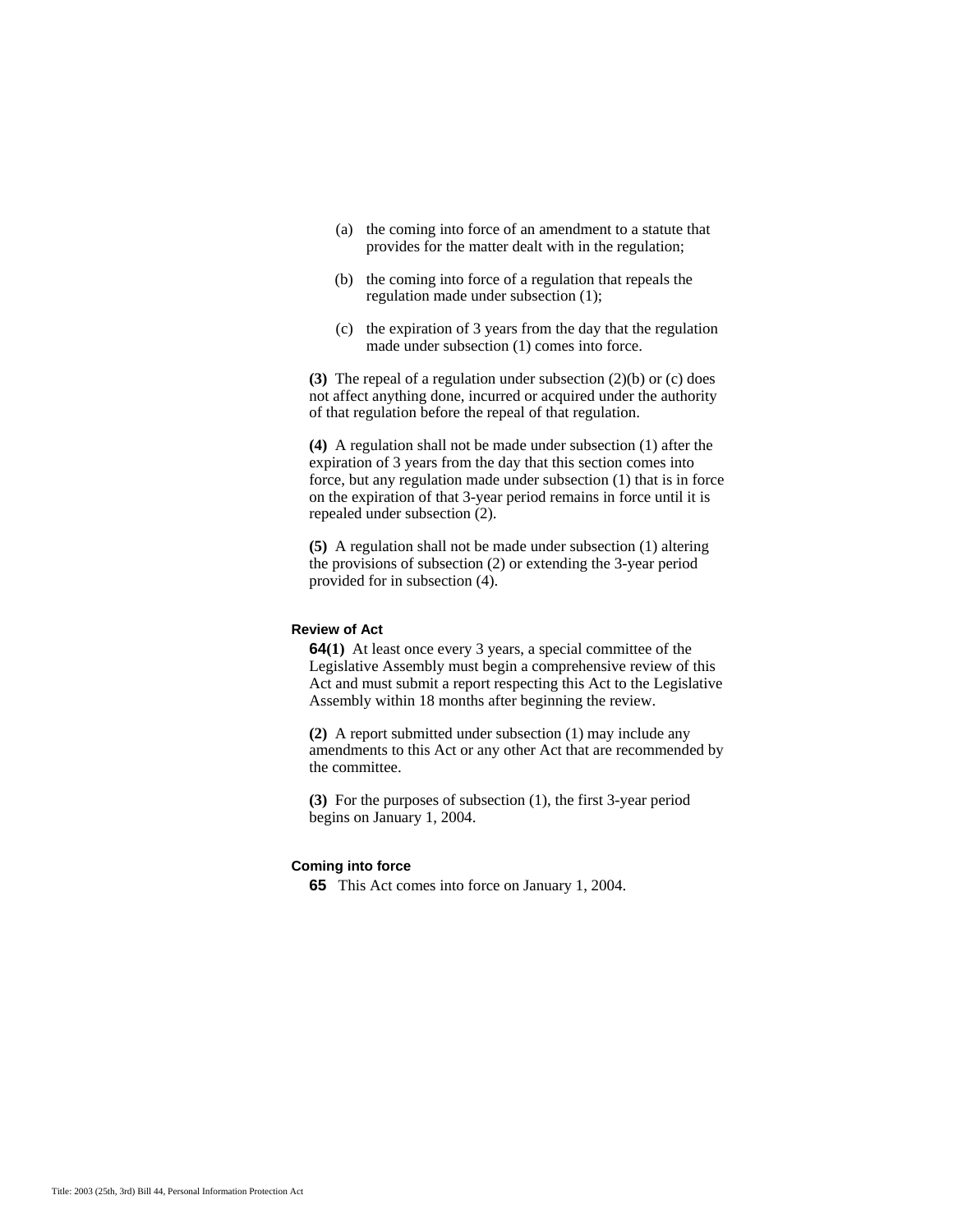(a) the coming into force of an amendment to a statute that provides for the matter dealt with in the regulation;

(b) the coming into force of a regulation that repeals the regulation made under subsection (1);

(c) the expiration of 3 years from the day that the regulation made under subsection (1) comes into force.

**(3)** The repeal of a regulation under subsection (2)(b) or (c) does not affect anything done, incurred or acquired under the authority of that regulation before the repeal of that regulation.

**(4)** A regulation shall not be made under subsection (1) after the expiration of 3 years from the day that this section comes into force, but any regulation made under subsection (1) that is in force on the expiration of that 3-year period remains in force until it is repealed under subsection (2).

**(5)** A regulation shall not be made under subsection (1) altering the provisions of subsection (2) or extending the 3-year period provided for in subsection (4).

#### Review of Act

**64(1)** At least once every 3 years, a special committee of the Legislative Assembly must begin a comprehensive review of this Act and must submit a report respecting this Act to the Legislative Assembly within 18 months after beginning the review.

**(2)** A report submitted under subsection (1) may include any amendments to this Act or any other Act that are recommended by the committee.

**(3)** For the purposes of subsection (1), the first 3-year period begins on January 1, 2004.

#### Coming into force

**65** This Act comes into force on January 1, 2004.